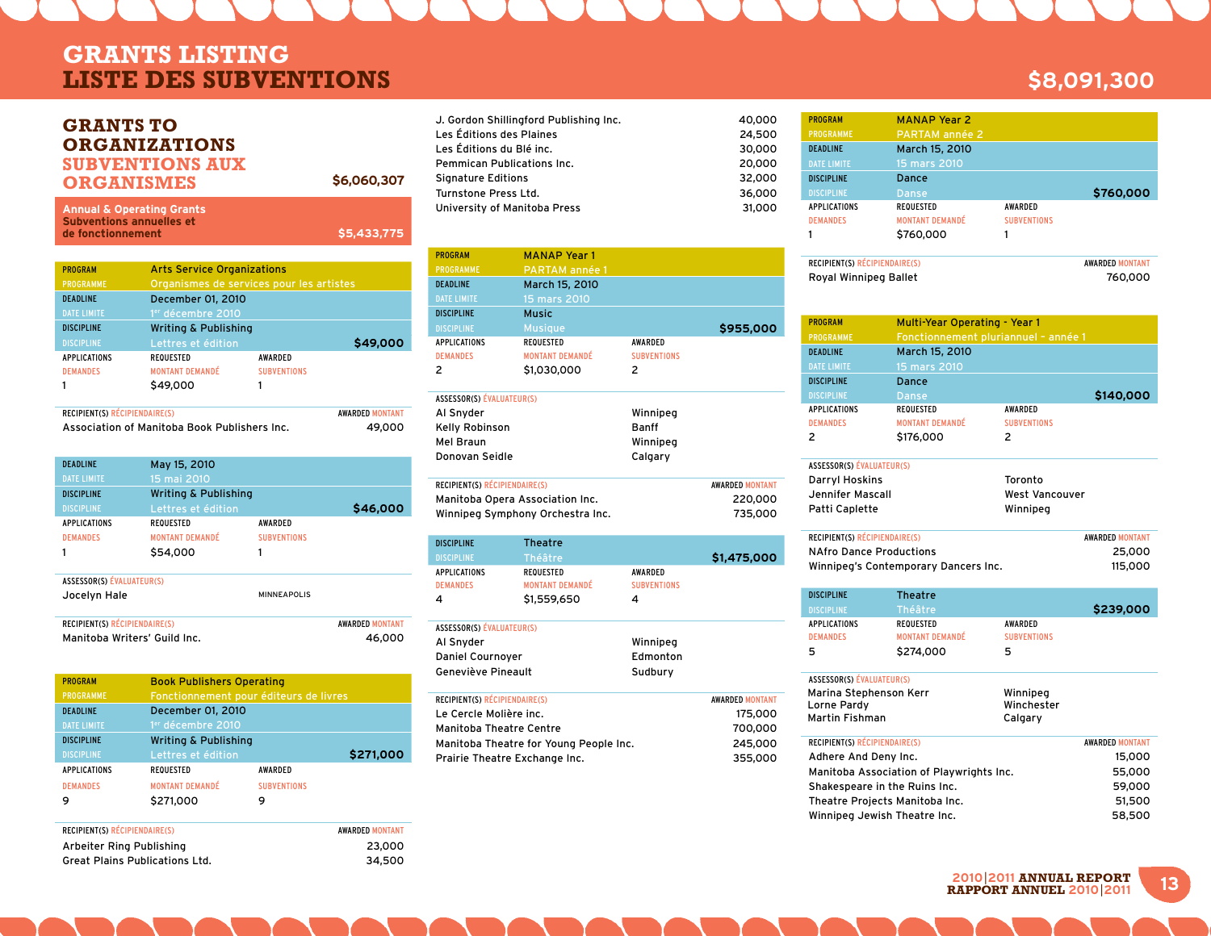# GRANTS LISTING
# LISTE DES SUBVENTIONS

**$8,091,300**

## GRANTS TO ORGANIZATIONS
## SUBVENTIONS AUX ORGANISMES

**$6,060,307**

### Annual & Operating Grants / Subventions annuelles et de fonctionnement — $5,433,775

| PROGRAM / PROGRAMME | Arts Service Organizations / Organismes de services pour les artistes | |
|---|---|---|
| DEADLINE / DATE LIMITE | December 01, 2010 / 1er décembre 2010 | |
| DISCIPLINE / DISCIPLINE | Writing & Publishing / Lettres et édition | $49,000 |

| APPLICATIONS / DEMANDES | REQUESTED / MONTANT DEMANDÉ | AWARDED / SUBVENTIONS |
|---|---|---|
| 1 | $49,000 | 1 |

| RECIPIENT(S) / RÉCIPIENDAIRE(S) | AWARDED / MONTANT |
|---|---|
| Association of Manitoba Book Publishers Inc. | 49,000 |

| DEADLINE / DATE LIMITE | May 15, 2010 / 15 mai 2010 | |
|---|---|---|
| DISCIPLINE / DISCIPLINE | Writing & Publishing / Lettres et édition | $46,000 |

| APPLICATIONS / DEMANDES | REQUESTED / MONTANT DEMANDÉ | AWARDED / SUBVENTIONS |
|---|---|---|
| 1 | $54,000 | 1 |

| ASSESSOR(S) / ÉVALUATEUR(S) | |
|---|---|
| Jocelyn Hale | MINNEAPOLIS |

| RECIPIENT(S) / RÉCIPIENDAIRE(S) | AWARDED / MONTANT |
|---|---|
| Manitoba Writers' Guild Inc. | 46,000 |

| PROGRAM / PROGRAMME | Book Publishers Operating / Fonctionnement pour éditeurs de livres | |
|---|---|---|
| DEADLINE / DATE LIMITE | December 01, 2010 / 1er décembre 2010 | |
| DISCIPLINE / DISCIPLINE | Writing & Publishing / Lettres et édition | $271,000 |

| APPLICATIONS / DEMANDES | REQUESTED / MONTANT DEMANDÉ | AWARDED / SUBVENTIONS |
|---|---|---|
| 9 | $271,000 | 9 |

| RECIPIENT(S) / RÉCIPIENDAIRE(S) | AWARDED / MONTANT |
|---|---|
| Arbeiter Ring Publishing | 23,000 |
| Great Plains Publications Ltd. | 34,500 |
| J. Gordon Shillingford Publishing Inc. | 40,000 |
| Les Éditions des Plaines | 24,500 |
| Les Éditions du Blé inc. | 30,000 |
| Pemmican Publications Inc. | 20,000 |
| Signature Editions | 32,000 |
| Turnstone Press Ltd. | 36,000 |
| University of Manitoba Press | 31,000 |

| PROGRAM / PROGRAMME | MANAP Year 1 / PARTAM année 1 | |
|---|---|---|
| DEADLINE / DATE LIMITE | March 15, 2010 / 15 mars 2010 | |
| DISCIPLINE / DISCIPLINE | Music / Musique | $955,000 |

| APPLICATIONS / DEMANDES | REQUESTED / MONTANT DEMANDÉ | AWARDED / SUBVENTIONS |
|---|---|---|
| 2 | $1,030,000 | 2 |

| ASSESSOR(S) / ÉVALUATEUR(S) | |
|---|---|
| Al Snyder | Winnipeg |
| Kelly Robinson | Banff |
| Mel Braun | Winnipeg |
| Donovan Seidle | Calgary |

| RECIPIENT(S) / RÉCIPIENDAIRE(S) | AWARDED / MONTANT |
|---|---|
| Manitoba Opera Association Inc. | 220,000 |
| Winnipeg Symphony Orchestra Inc. | 735,000 |

| DISCIPLINE / DISCIPLINE | Theatre / Théâtre | $1,475,000 |
|---|---|---|

| APPLICATIONS / DEMANDES | REQUESTED / MONTANT DEMANDÉ | AWARDED / SUBVENTIONS |
|---|---|---|
| 4 | $1,559,650 | 4 |

| ASSESSOR(S) / ÉVALUATEUR(S) | |
|---|---|
| Al Snyder | Winnipeg |
| Daniel Cournoyer | Edmonton |
| Geneviève Pineault | Sudbury |

| RECIPIENT(S) / RÉCIPIENDAIRE(S) | AWARDED / MONTANT |
|---|---|
| Le Cercle Molière inc. | 175,000 |
| Manitoba Theatre Centre | 700,000 |
| Manitoba Theatre for Young People Inc. | 245,000 |
| Prairie Theatre Exchange Inc. | 355,000 |

| PROGRAM / PROGRAMME | MANAP Year 2 / PARTAM année 2 | |
|---|---|---|
| DEADLINE / DATE LIMITE | March 15, 2010 / 15 mars 2010 | |
| DISCIPLINE / DISCIPLINE | Dance / Danse | $760,000 |

| APPLICATIONS / DEMANDES | REQUESTED / MONTANT DEMANDÉ | AWARDED / SUBVENTIONS |
|---|---|---|
| 1 | $760,000 | 1 |

| RECIPIENT(S) / RÉCIPIENDAIRE(S) | AWARDED / MONTANT |
|---|---|
| Royal Winnipeg Ballet | 760,000 |

| PROGRAM / PROGRAMME | Multi-Year Operating - Year 1 / Fonctionnement pluriannuel – année 1 | |
|---|---|---|
| DEADLINE / DATE LIMITE | March 15, 2010 / 15 mars 2010 | |
| DISCIPLINE / DISCIPLINE | Dance / Danse | $140,000 |

| APPLICATIONS / DEMANDES | REQUESTED / MONTANT DEMANDÉ | AWARDED / SUBVENTIONS |
|---|---|---|
| 2 | $176,000 | 2 |

| ASSESSOR(S) / ÉVALUATEUR(S) | |
|---|---|
| Darryl Hoskins | Toronto |
| Jennifer Mascall | West Vancouver |
| Patti Caplette | Winnipeg |

| RECIPIENT(S) / RÉCIPIENDAIRE(S) | AWARDED / MONTANT |
|---|---|
| NAfro Dance Productions | 25,000 |
| Winnipeg's Contemporary Dancers Inc. | 115,000 |

| DISCIPLINE / DISCIPLINE | Theatre / Théâtre | $239,000 |
|---|---|---|

| APPLICATIONS / DEMANDES | REQUESTED / MONTANT DEMANDÉ | AWARDED / SUBVENTIONS |
|---|---|---|
| 5 | $274,000 | 5 |

| ASSESSOR(S) / ÉVALUATEUR(S) | |
|---|---|
| Marina Stephenson Kerr | Winnipeg |
| Lorne Pardy | Winchester |
| Martin Fishman | Calgary |

| RECIPIENT(S) / RÉCIPIENDAIRE(S) | AWARDED / MONTANT |
|---|---|
| Adhere And Deny Inc. | 15,000 |
| Manitoba Association of Playwrights Inc. | 55,000 |
| Shakespeare in the Ruins Inc. | 59,000 |
| Theatre Projects Manitoba Inc. | 51,500 |
| Winnipeg Jewish Theatre Inc. | 58,500 |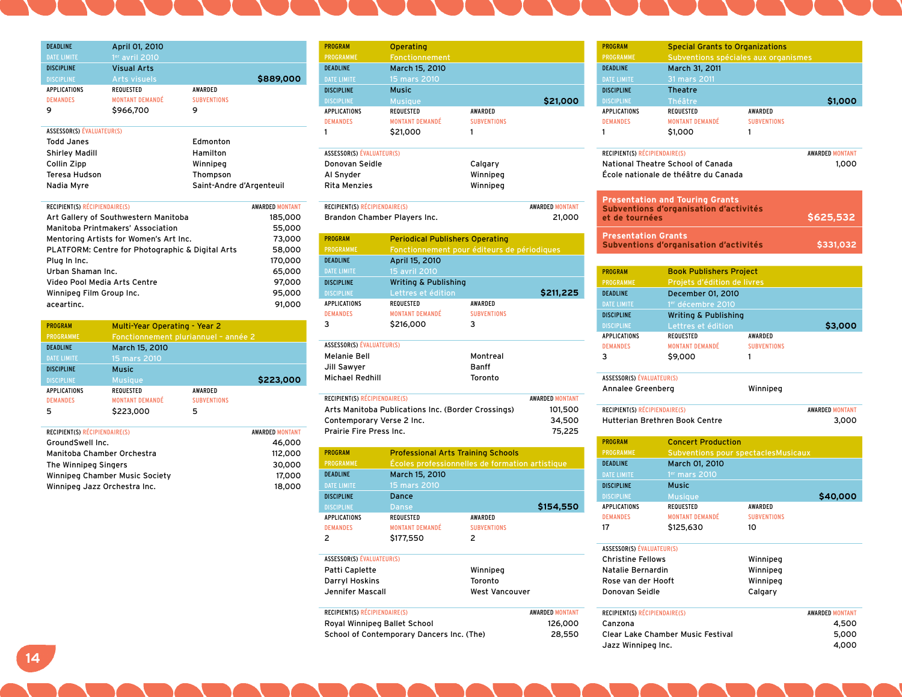| DEADLINE / DATE LIMITE | April 01, 2010 / 1er avril 2010 | |
|---|---|---|
| DISCIPLINE / DISCIPLINE | Visual Arts / Arts visuels | $889,000 |
| APPLICATIONS / DEMANDES | REQUESTED / MONTANT DEMANDÉ | AWARDED / SUBVENTIONS |
| 9 | $966,700 | 9 |

ASSESSOR(S) ÉVALUATEUR(S)

| | |
|---|---|
| Todd Janes | Edmonton |
| Shirley Madill | Hamilton |
| Collin Zipp | Winnipeg |
| Teresa Hudson | Thompson |
| Nadia Myre | Saint-Andre d'Argenteuil |

| RECIPIENT(S) RÉCIPIENDAIRE(S) | AWARDED MONTANT |
|---|---|
| Art Gallery of Southwestern Manitoba | 185,000 |
| Manitoba Printmakers' Association | 55,000 |
| Mentoring Artists for Women's Art Inc. | 73,000 |
| PLATFORM: Centre for Photographic & Digital Arts | 58,000 |
| Plug In Inc. | 170,000 |
| Urban Shaman Inc. | 65,000 |
| Video Pool Media Arts Centre | 97,000 |
| Winnipeg Film Group Inc. | 95,000 |
| aceartinc. | 91,000 |

| PROGRAM / PROGRAMME | Multi-Year Operating - Year 2 / Fonctionnement pluriannuel - année 2 | |
|---|---|---|
| DEADLINE / DATE LIMITE | March 15, 2010 / 15 mars 2010 | |
| DISCIPLINE / DISCIPLINE | Music / Musique | $223,000 |
| APPLICATIONS / DEMANDES | REQUESTED / MONTANT DEMANDÉ | AWARDED / SUBVENTIONS |
| 5 | $223,000 | 5 |

| RECIPIENT(S) RÉCIPIENDAIRE(S) | AWARDED MONTANT |
|---|---|
| GroundSwell Inc. | 46,000 |
| Manitoba Chamber Orchestra | 112,000 |
| The Winnipeg Singers | 30,000 |
| Winnipeg Chamber Music Society | 17,000 |
| Winnipeg Jazz Orchestra Inc. | 18,000 |

| PROGRAM / PROGRAMME | Operating / Fonctionnement | |
|---|---|---|
| DEADLINE / DATE LIMITE | March 15, 2010 / 15 mars 2010 | |
| DISCIPLINE / DISCIPLINE | Music / Musique | $21,000 |
| APPLICATIONS / DEMANDES | REQUESTED / MONTANT DEMANDÉ | AWARDED / SUBVENTIONS |
| 1 | $21,000 | 1 |

ASSESSOR(S) ÉVALUATEUR(S)

| | |
|---|---|
| Donovan Seidle | Calgary |
| Al Snyder | Winnipeg |
| Rita Menzies | Winnipeg |

| RECIPIENT(S) RÉCIPIENDAIRE(S) | AWARDED MONTANT |
|---|---|
| Brandon Chamber Players Inc. | 21,000 |

| PROGRAM / PROGRAMME | Periodical Publishers Operating / Fonctionnement pour éditeurs de périodiques | |
|---|---|---|
| DEADLINE / DATE LIMITE | April 15, 2010 / 15 avril 2010 | |
| DISCIPLINE / DISCIPLINE | Writing & Publishing / Lettres et édition | $211,225 |
| APPLICATIONS / DEMANDES | REQUESTED / MONTANT DEMANDÉ | AWARDED / SUBVENTIONS |
| 3 | $216,000 | 3 |

ASSESSOR(S) ÉVALUATEUR(S)

| | |
|---|---|
| Melanie Bell | Montreal |
| Jill Sawyer | Banff |
| Michael Redhill | Toronto |

| RECIPIENT(S) RÉCIPIENDAIRE(S) | AWARDED MONTANT |
|---|---|
| Arts Manitoba Publications Inc. (Border Crossings) | 101,500 |
| Contemporary Verse 2 Inc. | 34,500 |
| Prairie Fire Press Inc. | 75,225 |

| PROGRAM / PROGRAMME | Professional Arts Training Schools / Écoles professionnelles de formation artistique | |
|---|---|---|
| DEADLINE / DATE LIMITE | March 15, 2010 / 15 mars 2010 | |
| DISCIPLINE / DISCIPLINE | Dance / Danse | $154,550 |
| APPLICATIONS / DEMANDES | REQUESTED / MONTANT DEMANDÉ | AWARDED / SUBVENTIONS |
| 2 | $177,550 | 2 |

ASSESSOR(S) ÉVALUATEUR(S)

| | |
|---|---|
| Patti Caplette | Winnipeg |
| Darryl Hoskins | Toronto |
| Jennifer Mascall | West Vancouver |

| RECIPIENT(S) RÉCIPIENDAIRE(S) | AWARDED MONTANT |
|---|---|
| Royal Winnipeg Ballet School | 126,000 |
| School of Contemporary Dancers Inc. (The) | 28,550 |

| PROGRAM / PROGRAMME | Special Grants to Organizations / Subventions spéciales aux organismes | |
|---|---|---|
| DEADLINE / DATE LIMITE | March 31, 2011 / 31 mars 2011 | |
| DISCIPLINE / DISCIPLINE | Theatre / Théâtre | $1,000 |
| APPLICATIONS / DEMANDES | REQUESTED / MONTANT DEMANDÉ | AWARDED / SUBVENTIONS |
| 1 | $1,000 | 1 |

| RECIPIENT(S) RÉCIPIENDAIRE(S) | AWARDED MONTANT |
|---|---|
| National Theatre School of Canada / École nationale de théâtre du Canada | 1,000 |

## Presentation and Touring Grants / Subventions d'organisation d'activités et de tournées — $625,532

## Presentation Grants / Subventions d'organisation d'activités — $331,032

| PROGRAM / PROGRAMME | Book Publishers Project / Projets d'édition de livres | |
|---|---|---|
| DEADLINE / DATE LIMITE | December 01, 2010 / 1er décembre 2010 | |
| DISCIPLINE / DISCIPLINE | Writing & Publishing / Lettres et édition | $3,000 |
| APPLICATIONS / DEMANDES | REQUESTED / MONTANT DEMANDÉ | AWARDED / SUBVENTIONS |
| 3 | $9,000 | 1 |

ASSESSOR(S) ÉVALUATEUR(S)

| | |
|---|---|
| Annalee Greenberg | Winnipeg |

| RECIPIENT(S) RÉCIPIENDAIRE(S) | AWARDED MONTANT |
|---|---|
| Hutterian Brethren Book Centre | 3,000 |

| PROGRAM / PROGRAMME | Concert Production / Subventions pour spectaclesMusicaux | |
|---|---|---|
| DEADLINE / DATE LIMITE | March 01, 2010 / 1er mars 2010 | |
| DISCIPLINE / DISCIPLINE | Music / Musique | $40,000 |
| APPLICATIONS / DEMANDES | REQUESTED / MONTANT DEMANDÉ | AWARDED / SUBVENTIONS |
| 17 | $125,630 | 10 |

ASSESSOR(S) ÉVALUATEUR(S)

| | |
|---|---|
| Christine Fellows | Winnipeg |
| Natalie Bernardin | Winnipeg |
| Rose van der Hooft | Winnipeg |
| Donovan Seidle | Calgary |

| RECIPIENT(S) RÉCIPIENDAIRE(S) | AWARDED MONTANT |
|---|---|
| Canzona | 4,500 |
| Clear Lake Chamber Music Festival | 5,000 |
| Jazz Winnipeg Inc. | 4,000 |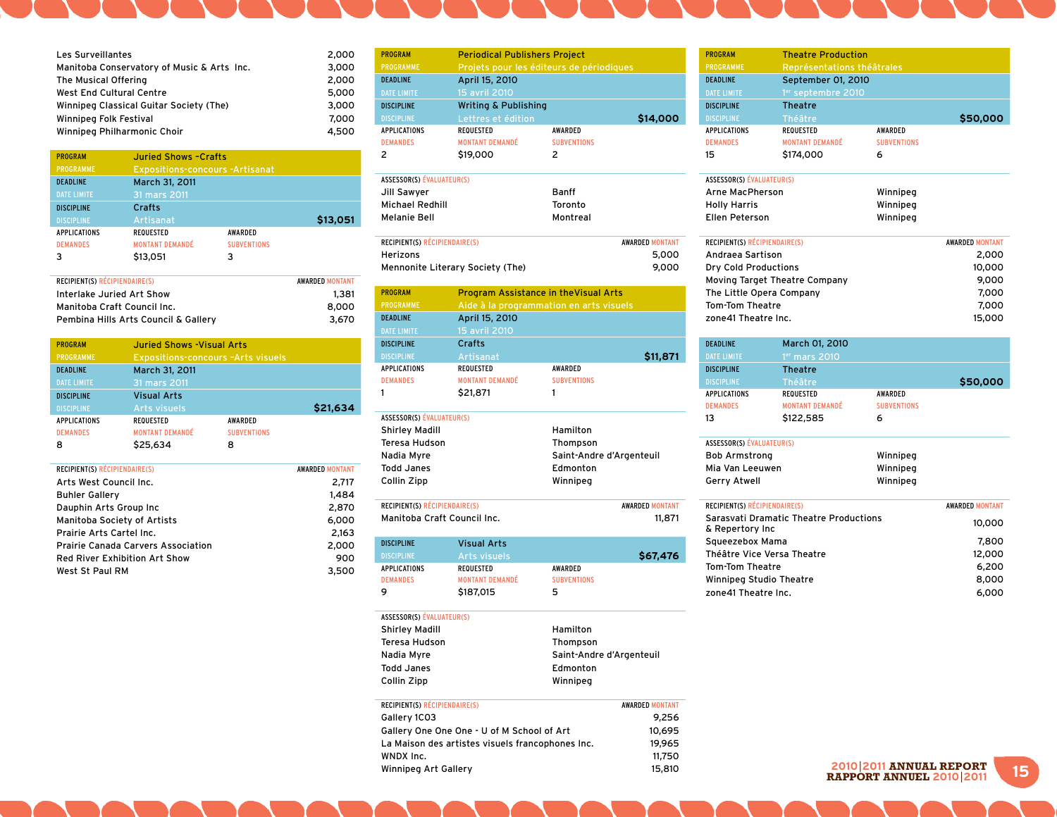| | |
|---|---|
| Les Surveillantes | 2,000 |
| Manitoba Conservatory of Music & Arts Inc. | 3,000 |
| The Musical Offering | 2,000 |
| West End Cultural Centre | 5,000 |
| Winnipeg Classical Guitar Society (The) | 3,000 |
| Winnipeg Folk Festival | 7,000 |
| Winnipeg Philharmonic Choir | 4,500 |

**PROGRAM / PROGRAMME:** Juried Shows -Crafts / Expositions-concours -Artisanat
**DEADLINE / DATE LIMITE:** March 31, 2011 / 31 mars 2011
**DISCIPLINE:** Crafts / Artisanat — **$13,051**

| APPLICATIONS / DEMANDES | REQUESTED / MONTANT DEMANDÉ | AWARDED / SUBVENTIONS |
|---|---|---|
| 3 | $13,051 | 3 |

| RECIPIENT(S) / RÉCIPIENDAIRE(S) | AWARDED / MONTANT |
|---|---|
| Interlake Juried Art Show | 1,381 |
| Manitoba Craft Council Inc. | 8,000 |
| Pembina Hills Arts Council & Gallery | 3,670 |

**PROGRAM / PROGRAMME:** Juried Shows -Visual Arts / Expositions-concours -Arts visuels
**DEADLINE / DATE LIMITE:** March 31, 2011 / 31 mars 2011
**DISCIPLINE:** Visual Arts / Arts visuels — **$21,634**

| APPLICATIONS / DEMANDES | REQUESTED / MONTANT DEMANDÉ | AWARDED / SUBVENTIONS |
|---|---|---|
| 8 | $25,634 | 8 |

| RECIPIENT(S) / RÉCIPIENDAIRE(S) | AWARDED / MONTANT |
|---|---|
| Arts West Council Inc. | 2,717 |
| Buhler Gallery | 1,484 |
| Dauphin Arts Group Inc | 2,870 |
| Manitoba Society of Artists | 6,000 |
| Prairie Arts Cartel Inc. | 2,163 |
| Prairie Canada Carvers Association | 2,000 |
| Red River Exhibition Art Show | 900 |
| West St Paul RM | 3,500 |

**PROGRAM / PROGRAMME:** Periodical Publishers Project / Projets pour les éditeurs de périodiques
**DEADLINE / DATE LIMITE:** April 15, 2010 / 15 avril 2010
**DISCIPLINE:** Writing & Publishing / Lettres et édition — **$14,000**

| APPLICATIONS / DEMANDES | REQUESTED / MONTANT DEMANDÉ | AWARDED / SUBVENTIONS |
|---|---|---|
| 2 | $19,000 | 2 |

| ASSESSOR(S) / ÉVALUATEUR(S) | |
|---|---|
| Jill Sawyer | Banff |
| Michael Redhill | Toronto |
| Melanie Beill | Montreal |

| RECIPIENT(S) / RÉCIPIENDAIRE(S) | AWARDED / MONTANT |
|---|---|
| Herizons | 5,000 |
| Mennonite Literary Society (The) | 9,000 |

**PROGRAM / PROGRAMME:** Program Assistance in theVisual Arts / Aide à la programmation en arts visuels
**DEADLINE / DATE LIMITE:** April 15, 2010 / 15 avril 2010
**DISCIPLINE:** Crafts / Artisanat — **$11,871**

| APPLICATIONS / DEMANDES | REQUESTED / MONTANT DEMANDÉ | AWARDED / SUBVENTIONS |
|---|---|---|
| 1 | $21,871 | 1 |

| ASSESSOR(S) / ÉVALUATEUR(S) | |
|---|---|
| Shirley Madill | Hamilton |
| Teresa Hudson | Thompson |
| Nadia Myre | Saint-Andre d'Argenteuil |
| Todd Janes | Edmonton |
| Collin Zipp | Winnipeg |

| RECIPIENT(S) / RÉCIPIENDAIRE(S) | AWARDED / MONTANT |
|---|---|
| Manitoba Craft Council Inc. | 11,871 |

**DISCIPLINE:** Visual Arts / Arts visuels — **$67,476**

| APPLICATIONS / DEMANDES | REQUESTED / MONTANT DEMANDÉ | AWARDED / SUBVENTIONS |
|---|---|---|
| 9 | $187,015 | 5 |

| ASSESSOR(S) / ÉVALUATEUR(S) | |
|---|---|
| Shirley Madill | Hamilton |
| Teresa Hudson | Thompson |
| Nadia Myre | Saint-Andre d'Argenteuil |
| Todd Janes | Edmonton |
| Collin Zipp | Winnipeg |

| RECIPIENT(S) / RÉCIPIENDAIRE(S) | AWARDED / MONTANT |
|---|---|
| Gallery 1C03 | 9,256 |
| Gallery One One One - U of M School of Art | 10,695 |
| La Maison des artistes visuels francophones Inc. | 19,965 |
| WNDX Inc. | 11,750 |
| Winnipeg Art Gallery | 15,810 |

**PROGRAM / PROGRAMME:** Theatre Production / Représentations théâtrales
**DEADLINE / DATE LIMITE:** September 01, 2010 / 1er septembre 2010
**DISCIPLINE:** Theatre / Théâtre — **$50,000**

| APPLICATIONS / DEMANDES | REQUESTED / MONTANT DEMANDÉ | AWARDED / SUBVENTIONS |
|---|---|---|
| 15 | $174,000 | 6 |

| ASSESSOR(S) / ÉVALUATEUR(S) | |
|---|---|
| Arne MacPherson | Winnipeg |
| Holly Harris | Winnipeg |
| Ellen Peterson | Winnipeg |

| RECIPIENT(S) / RÉCIPIENDAIRE(S) | AWARDED / MONTANT |
|---|---|
| Andraea Sartison | 2,000 |
| Dry Cold Productions | 10,000 |
| Moving Target Theatre Company | 9,000 |
| The Little Opera Company | 7,000 |
| Tom-Tom Theatre | 7,000 |
| zone41 Theatre Inc. | 15,000 |

**DEADLINE / DATE LIMITE:** March 01, 2010 / 1er mars 2010
**DISCIPLINE:** Theatre / Théâtre — **$50,000**

| APPLICATIONS / DEMANDES | REQUESTED / MONTANT DEMANDÉ | AWARDED / SUBVENTIONS |
|---|---|---|
| 13 | $122,585 | 6 |

| ASSESSOR(S) / ÉVALUATEUR(S) | |
|---|---|
| Bob Armstrong | Winnipeg |
| Mia Van Leeuwen | Winnipeg |
| Gerry Atwell | Winnipeg |

| RECIPIENT(S) / RÉCIPIENDAIRE(S) | AWARDED / MONTANT |
|---|---|
| Sarasvati Dramatic Theatre Productions & Repertory Inc | 10,000 |
| Squeezebox Mama | 7,800 |
| Théâtre Vice Versa Theatre | 12,000 |
| Tom-Tom Theatre | 6,200 |
| Winnipeg Studio Theatre | 8,000 |
| zone41 Theatre Inc. | 6,000 |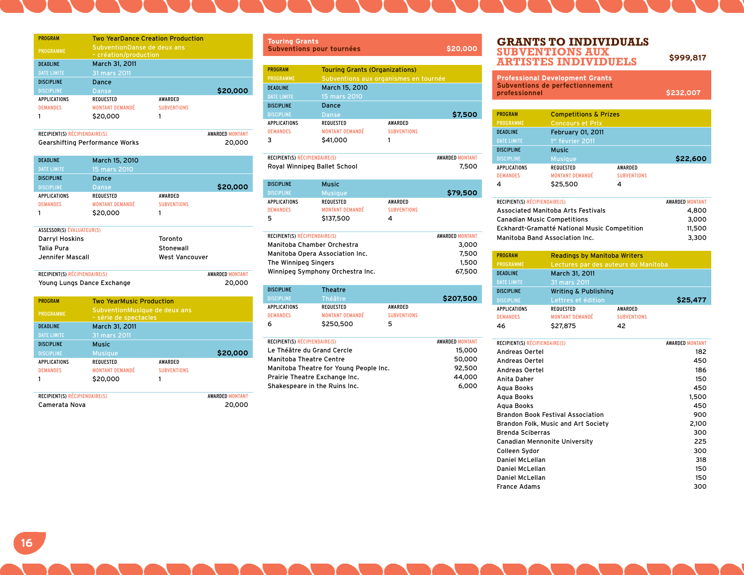| PROGRAM / PROGRAMME | Two YearDance Creation Production / SubventionDanse de deux ans – création/production | |
|---|---|---|
| DEADLINE / DATE LIMITE | March 31, 2011 / 31 mars 2011 | |
| DISCIPLINE / DISCIPLINE | Dance / Danse | $20,000 |
| APPLICATIONS / DEMANDES | REQUESTED / MONTANT DEMANDÉ | AWARDED / SUBVENTIONS |
| 1 | $20,000 | 1 |

| RECIPIENT(S) RÉCIPIENDAIRE(S) | AWARDED MONTANT |
|---|---|
| Gearshifting Performance Works | 20,000 |

| DEADLINE / DATE LIMITE | March 15, 2010 / 15 mars 2010 | |
|---|---|---|
| DISCIPLINE / DISCIPLINE | Dance / Danse | $20,000 |
| APPLICATIONS / DEMANDES | REQUESTED / MONTANT DEMANDÉ | AWARDED / SUBVENTIONS |
| 1 | $20,000 | 1 |

| ASSESSOR(S) ÉVALUATEUR(S) | |
|---|---|
| Darryl Hoskins | Toronto |
| Talia Pura | Stonewall |
| Jennifer Mascall | West Vancouver |

| RECIPIENT(S) RÉCIPIENDAIRE(S) | AWARDED MONTANT |
|---|---|
| Young Lungs Dance Exchange | 20,000 |

| PROGRAM / PROGRAMME | Two YearMusic Production / SubventionMusique de deux ans – série de spectacles | |
|---|---|---|
| DEADLINE / DATE LIMITE | March 31, 2011 / 31 mars 2011 | |
| DISCIPLINE / DISCIPLINE | Music / Musique | $20,000 |
| APPLICATIONS / DEMANDES | REQUESTED / MONTANT DEMANDÉ | AWARDED / SUBVENTIONS |
| 1 | $20,000 | 1 |

| RECIPIENT(S) RÉCIPIENDAIRE(S) | AWARDED MONTANT |
|---|---|
| Camerata Nova | 20,000 |

## Touring Grants / Subventions pour tournées — $20,000

| PROGRAM / PROGRAMME | Touring Grants (Organizations) / Subventions aux organismes en tournée | |
|---|---|---|
| DEADLINE / DATE LIMITE | March 15, 2010 / 15 mars 2010 | |
| DISCIPLINE / DISCIPLINE | Dance / Danse | $7,500 |
| APPLICATIONS / DEMANDES | REQUESTED / MONTANT DEMANDÉ | AWARDED / SUBVENTIONS |
| 3 | $41,000 | 1 |

| RECIPIENT(S) RÉCIPIENDAIRE(S) | AWARDED MONTANT |
|---|---|
| Royal Winnipeg Ballet School | 7,500 |

| DISCIPLINE / DISCIPLINE | Music / Musique | $79,500 |
|---|---|---|
| APPLICATIONS / DEMANDES | REQUESTED / MONTANT DEMANDÉ | AWARDED / SUBVENTIONS |
| 5 | $137,500 | 4 |

| RECIPIENT(S) RÉCIPIENDAIRE(S) | AWARDED MONTANT |
|---|---|
| Manitoba Chamber Orchestra | 3,000 |
| Manitoba Opera Association Inc. | 7,500 |
| The Winnipeg Singers | 1,500 |
| Winnipeg Symphony Orchestra Inc. | 67,500 |

| DISCIPLINE / DISCIPLINE | Theatre / Théâtre | $207,500 |
|---|---|---|
| APPLICATIONS / DEMANDES | REQUESTED / MONTANT DEMANDÉ | AWARDED / SUBVENTIONS |
| 6 | $250,500 | 5 |

| RECIPIENT(S) RÉCIPIENDAIRE(S) | AWARDED MONTANT |
|---|---|
| Le Théâtre du Grand Cercle | 15,000 |
| Manitoba Theatre Centre | 50,000 |
| Manitoba Theatre for Young People Inc. | 92,500 |
| Prairie Theatre Exchange Inc. | 44,000 |
| Shakespeare in the Ruins Inc. | 6,000 |

# GRANTS TO INDIVIDUALS / SUBVENTIONS AUX ARTISTES INDIVIDUELS — $999,817

## Professional Development Grants / Subventions de perfectionnement professionnel — $232,007

| PROGRAM / PROGRAMME | Competitions & Prizes / Concours et Prix | |
|---|---|---|
| DEADLINE / DATE LIMITE | February 01, 2011 / 1er février 2011 | |
| DISCIPLINE / DISCIPLINE | Music / Musique | $22,600 |
| APPLICATIONS / DEMANDES | REQUESTED / MONTANT DEMANDÉ | AWARDED / SUBVENTIONS |
| 4 | $25,500 | 4 |

| RECIPIENT(S) RÉCIPIENDAIRE(S) | AWARDED MONTANT |
|---|---|
| Associated Manitoba Arts Festivals | 4,800 |
| Canadian Music Competitions | 3,000 |
| Eckhardt-Gramatté National Music Competition | 11,500 |
| Manitoba Band Association Inc. | 3,300 |

| PROGRAM / PROGRAMME | Readings by Manitoba Writers / Lectures par des auteurs du Manitoba | |
|---|---|---|
| DEADLINE / DATE LIMITE | March 31, 2011 / 31 mars 2011 | |
| DISCIPLINE / DISCIPLINE | Writing & Publishing / Lettres et édition | $25,477 |
| APPLICATIONS / DEMANDES | REQUESTED / MONTANT DEMANDÉ | AWARDED / SUBVENTIONS |
| 46 | $27,875 | 42 |

| RECIPIENT(S) RÉCIPIENDAIRE(S) | AWARDED MONTANT |
|---|---|
| Andreas Oertel | 182 |
| Andreas Oertel | 450 |
| Andreas Oertel | 186 |
| Anita Daher | 150 |
| Aqua Books | 450 |
| Aqua Books | 1,500 |
| Aqua Books | 450 |
| Brandon Book Festival Association | 900 |
| Brandon Folk, Music and Art Society | 2,100 |
| Brenda Sciberras | 300 |
| Canadian Mennonite University | 225 |
| Colleen Sydor | 300 |
| Daniel McLellan | 318 |
| Daniel McLellan | 150 |
| Daniel McLellan | 150 |
| France Adams | 300 |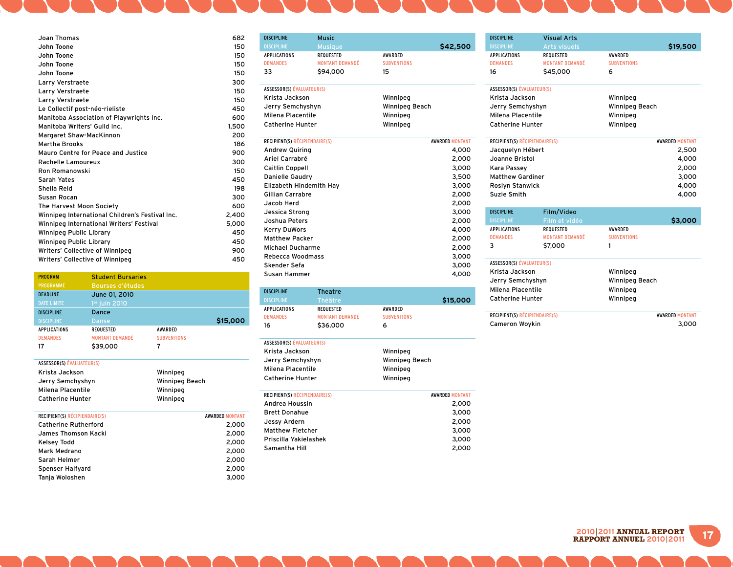| | |
|---|---|
| Joan Thomas | 682 |
| John Toone | 150 |
| John Toone | 150 |
| John Toone | 150 |
| John Toone | 150 |
| Larry Verstraete | 300 |
| Larry Verstraete | 150 |
| Larry Verstraete | 150 |
| Le Collectif post-néo-rieliste | 450 |
| Manitoba Association of Playwrights Inc. | 600 |
| Manitoba Writers' Guild Inc. | 1,500 |
| Margaret Shaw-MacKinnon | 200 |
| Martha Brooks | 186 |
| Mauro Centre for Peace and Justice | 900 |
| Rachelle Lamoureux | 300 |
| Ron Romanowski | 150 |
| Sarah Yates | 450 |
| Sheila Reid | 198 |
| Susan Rocan | 300 |
| The Harvest Moon Society | 600 |
| Winnipeg International Children's Festival Inc. | 2,400 |
| Winnipeg International Writers' Festival | 5,000 |
| Winnipeg Public Library | 450 |
| Winnipeg Public Library | 450 |
| Writers' Collective of Winnipeg | 900 |
| Writers' Collective of Winnipeg | 450 |

## PROGRAM / PROGRAMME: Student Bursaries / Bourses d'études

**DEADLINE / DATE LIMITE:** June 01, 2010 / 1er juin 2010

### DISCIPLINE: Dance / Danse — $15,000

| APPLICATIONS / DEMANDES | REQUESTED / MONTANT DEMANDÉ | AWARDED / SUBVENTIONS |
|---|---|---|
| 17 | $39,000 | 7 |

**ASSESSOR(S) ÉVALUATEUR(S)**

| | |
|---|---|
| Krista Jackson | Winnipeg |
| Jerry Semchyshyn | Winnipeg Beach |
| Milena Placentile | Winnipeg |
| Catherine Hunter | Winnipeg |

| RECIPIENT(S) RÉCIPIENDAIRE(S) | AWARDED MONTANT |
|---|---|
| Catherine Rutherford | 2,000 |
| James Thomson Kacki | 2,000 |
| Kelsey Todd | 2,000 |
| Mark Medrano | 2,000 |
| Sarah Helmer | 2,000 |
| Spenser Halfyard | 2,000 |
| Tanja Woloshen | 3,000 |

### DISCIPLINE: Music / Musique — $42,500

| APPLICATIONS / DEMANDES | REQUESTED / MONTANT DEMANDÉ | AWARDED / SUBVENTIONS |
|---|---|---|
| 33 | $94,000 | 15 |

**ASSESSOR(S) ÉVALUATEUR(S)**

| | |
|---|---|
| Krista Jackson | Winnipeg |
| Jerry Semchyshyn | Winnipeg Beach |
| Milena Placentile | Winnipeg |
| Catherine Hunter | Winnipeg |

| RECIPIENT(S) RÉCIPIENDAIRE(S) | AWARDED MONTANT |
|---|---|
| Andrew Quiring | 4,000 |
| Ariel Carrabré | 2,000 |
| Caitlin Coppell | 3,000 |
| Danielle Gaudry | 3,500 |
| Elizabeth Hindemith Hay | 3,000 |
| Gillian Carrabre | 2,000 |
| Jacob Herd | 2,000 |
| Jessica Strong | 3,000 |
| Joshua Peters | 2,000 |
| Kerry DuWors | 4,000 |
| Matthew Packer | 2,000 |
| Michael Ducharme | 2,000 |
| Rebecca Woodmass | 3,000 |
| Skender Sefa | 3,000 |
| Susan Hammer | 4,000 |

### DISCIPLINE: Theatre / Théâtre — $15,000

| APPLICATIONS / DEMANDES | REQUESTED / MONTANT DEMANDÉ | AWARDED / SUBVENTIONS |
|---|---|---|
| 16 | $36,000 | 6 |

**ASSESSOR(S) ÉVALUATEUR(S)**

| | |
|---|---|
| Krista Jackson | Winnipeg |
| Jerry Semchyshyn | Winnipeg Beach |
| Milena Placentile | Winnipeg |
| Catherine Hunter | Winnipeg |

| RECIPIENT(S) RÉCIPIENDAIRE(S) | AWARDED MONTANT |
|---|---|
| Andrea Houssin | 2,000 |
| Brett Donahue | 3,000 |
| Jessy Ardern | 2,000 |
| Matthew Fletcher | 3,000 |
| Priscilla Yakielashek | 3,000 |
| Samantha Hill | 2,000 |

### DISCIPLINE: Visual Arts / Arts visuels — $19,500

| APPLICATIONS / DEMANDES | REQUESTED / MONTANT DEMANDÉ | AWARDED / SUBVENTIONS |
|---|---|---|
| 16 | $45,000 | 6 |

**ASSESSOR(S) ÉVALUATEUR(S)**

| | |
|---|---|
| Krista Jackson | Winnipeg |
| Jerry Semchyshyn | Winnipeg Beach |
| Milena Placentile | Winnipeg |
| Catherine Hunter | Winnipeg |

| RECIPIENT(S) RÉCIPIENDAIRE(S) | AWARDED MONTANT |
|---|---|
| Jacquelyn Hébert | 2,500 |
| Joanne Bristol | 4,000 |
| Kara Passey | 2,000 |
| Matthew Gardiner | 3,000 |
| Roslyn Stanwick | 4,000 |
| Suzie Smith | 4,000 |

### DISCIPLINE: Film/Video / Film et vidéo — $3,000

| APPLICATIONS / DEMANDES | REQUESTED / MONTANT DEMANDÉ | AWARDED / SUBVENTIONS |
|---|---|---|
| 3 | $7,000 | 1 |

**ASSESSOR(S) ÉVALUATEUR(S)**

| | |
|---|---|
| Krista Jackson | Winnipeg |
| Jerry Semchyshyn | Winnipeg Beach |
| Milena Placentile | Winnipeg |
| Catherine Hunter | Winnipeg |

| RECIPIENT(S) RÉCIPIENDAIRE(S) | AWARDED MONTANT |
|---|---|
| Cameron Woykin | 3,000 |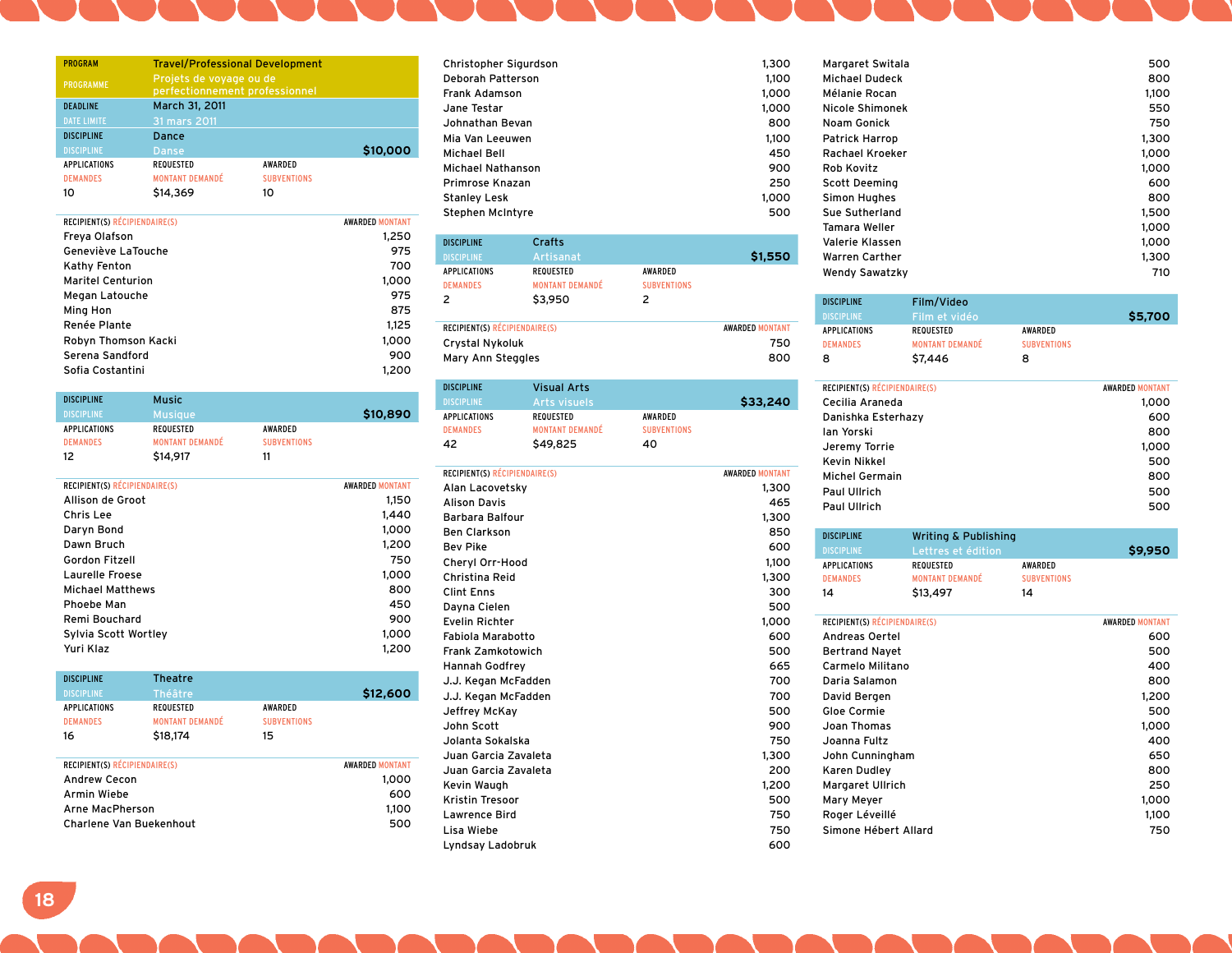| PROGRAM / PROGRAMME | Travel/Professional Development / Projets de voyage ou de perfectionnement professionnel |
|---|---|
| DEADLINE / DATE LIMITE | March 31, 2011 / 31 mars 2011 |

## DISCIPLINE: Dance / Danse — $10,000

| APPLICATIONS / DEMANDES | REQUESTED / MONTANT DEMANDÉ | AWARDED / SUBVENTIONS |
|---|---|---|
| 10 | $14,369 | 10 |

| RECIPIENT(S) RÉCIPIENDAIRE(S) | AWARDED MONTANT |
|---|---|
| Freya Olafson | 1,250 |
| Geneviève LaTouche | 975 |
| Kathy Fenton | 700 |
| Maritel Centurion | 1,000 |
| Megan Latouche | 975 |
| Ming Hon | 875 |
| Renée Plante | 1,125 |
| Robyn Thomson Kacki | 1,000 |
| Serena Sandford | 900 |
| Sofia Costantini | 1,200 |

## DISCIPLINE: Music / Musique — $10,890

| APPLICATIONS / DEMANDES | REQUESTED / MONTANT DEMANDÉ | AWARDED / SUBVENTIONS |
|---|---|---|
| 12 | $14,917 | 11 |

| RECIPIENT(S) RÉCIPIENDAIRE(S) | AWARDED MONTANT |
|---|---|
| Allison de Groot | 1,150 |
| Chris Lee | 1,440 |
| Daryn Bond | 1,000 |
| Dawn Bruch | 1,200 |
| Gordon Fitzell | 750 |
| Laurelle Froese | 1,000 |
| Michael Matthews | 800 |
| Phoebe Man | 450 |
| Remi Bouchard | 900 |
| Sylvia Scott Wortley | 1,000 |
| Yuri Klaz | 1,200 |

## DISCIPLINE: Theatre / Théâtre — $12,600

| APPLICATIONS / DEMANDES | REQUESTED / MONTANT DEMANDÉ | AWARDED / SUBVENTIONS |
|---|---|---|
| 16 | $18,174 | 15 |

| RECIPIENT(S) RÉCIPIENDAIRE(S) | AWARDED MONTANT |
|---|---|
| Andrew Cecon | 1,000 |
| Armin Wiebe | 600 |
| Arne MacPherson | 1,100 |
| Charlene Van Buekenhout | 500 |
| Christopher Sigurdson | 1,300 |
| Deborah Patterson | 1,100 |
| Frank Adamson | 1,000 |
| Jane Testar | 1,000 |
| Johnathan Bevan | 800 |
| Mia Van Leeuwen | 1,100 |
| Michael Bell | 450 |
| Michael Nathanson | 900 |
| Primrose Knazan | 250 |
| Stanley Lesk | 1,000 |
| Stephen McIntyre | 500 |

## DISCIPLINE: Crafts / Artisanat — $1,550

| APPLICATIONS / DEMANDES | REQUESTED / MONTANT DEMANDÉ | AWARDED / SUBVENTIONS |
|---|---|---|
| 2 | $3,950 | 2 |

| RECIPIENT(S) RÉCIPIENDAIRE(S) | AWARDED MONTANT |
|---|---|
| Crystal Nykoluk | 750 |
| Mary Ann Steggles | 800 |

## DISCIPLINE: Visual Arts / Arts visuels — $33,240

| APPLICATIONS / DEMANDES | REQUESTED / MONTANT DEMANDÉ | AWARDED / SUBVENTIONS |
|---|---|---|
| 42 | $49,825 | 40 |

| RECIPIENT(S) RÉCIPIENDAIRE(S) | AWARDED MONTANT |
|---|---|
| Alan Lacovetsky | 1,300 |
| Alison Davis | 465 |
| Barbara Balfour | 1,300 |
| Ben Clarkson | 850 |
| Bev Pike | 600 |
| Cheryl Orr-Hood | 1,100 |
| Christina Reid | 1,300 |
| Clint Enns | 300 |
| Dayna Cielen | 500 |
| Evelin Richter | 1,000 |
| Fabiola Marabotto | 600 |
| Frank Zamkotowich | 500 |
| Hannah Godfrey | 665 |
| J.J. Kegan McFadden | 700 |
| J.J. Kegan McFadden | 700 |
| Jeffrey McKay | 500 |
| John Scott | 900 |
| Jolanta Sokalska | 750 |
| Juan Garcia Zavaleta | 1,300 |
| Juan Garcia Zavaleta | 200 |
| Kevin Waugh | 1,200 |
| Kristin Tresoor | 500 |
| Lawrence Bird | 750 |
| Lisa Wiebe | 750 |
| Lyndsay Ladobruk | 600 |
| Margaret Switala | 500 |
| Michael Dudeck | 800 |
| Mélanie Rocan | 1,100 |
| Nicole Shimonek | 550 |
| Noam Gonick | 750 |
| Patrick Harrop | 1,300 |
| Rachael Kroeker | 1,000 |
| Rob Kovitz | 1,000 |
| Scott Deeming | 600 |
| Simon Hughes | 800 |
| Sue Sutherland | 1,500 |
| Tamara Weller | 1,000 |
| Valerie Klassen | 1,000 |
| Warren Carther | 1,300 |
| Wendy Sawatzky | 710 |

## DISCIPLINE: Film/Video / Film et vidéo — $5,700

| APPLICATIONS / DEMANDES | REQUESTED / MONTANT DEMANDÉ | AWARDED / SUBVENTIONS |
|---|---|---|
| 8 | $7,446 | 8 |

| RECIPIENT(S) RÉCIPIENDAIRE(S) | AWARDED MONTANT |
|---|---|
| Cecilia Araneda | 1,000 |
| Danishka Esterhazy | 600 |
| Ian Yorski | 800 |
| Jeremy Torrie | 1,000 |
| Kevin Nikkel | 500 |
| Michel Germain | 800 |
| Paul Ullrich | 500 |
| Paul Ullrich | 500 |

## DISCIPLINE: Writing & Publishing / Lettres et édition — $9,950

| APPLICATIONS / DEMANDES | REQUESTED / MONTANT DEMANDÉ | AWARDED / SUBVENTIONS |
|---|---|---|
| 14 | $13,497 | 14 |

| RECIPIENT(S) RÉCIPIENDAIRE(S) | AWARDED MONTANT |
|---|---|
| Andreas Oertel | 600 |
| Bertrand Nayet | 500 |
| Carmelo Militano | 400 |
| Daria Salamon | 800 |
| David Bergen | 1,200 |
| Gloe Cormie | 500 |
| Joan Thomas | 1,000 |
| Joanna Fultz | 400 |
| John Cunningham | 650 |
| Karen Dudley | 800 |
| Margaret Ullrich | 250 |
| Mary Meyer | 1,000 |
| Roger Léveillé | 1,100 |
| Simone Hébert Allard | 750 |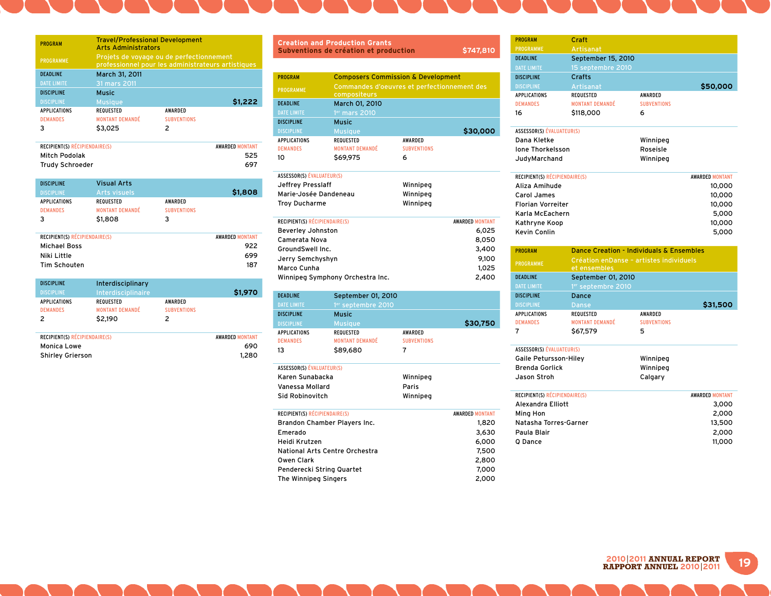| PROGRAM / PROGRAMME | Travel/Professional Development Arts Administrators / Projets de voyage ou de perfectionnement professionnel pour les administrateurs artistiques |
|---|---|
| DEADLINE / DATE LIMITE | March 31, 2011 / 31 mars 2011 |

| DISCIPLINE / DISCIPLINE | Music / Musique | $1,222 |
|---|---|---|
| APPLICATIONS / DEMANDES | REQUESTED / MONTANT DEMANDÉ | AWARDED / SUBVENTIONS |
| 3 | $3,025 | 2 |

| RECIPIENT(S) / RÉCIPIENDAIRE(S) | AWARDED / MONTANT |
|---|---|
| Mitch Podolak | 525 |
| Trudy Schroeder | 697 |

| DISCIPLINE / DISCIPLINE | Visual Arts / Arts visuels | $1,808 |
|---|---|---|
| APPLICATIONS / DEMANDES | REQUESTED / MONTANT DEMANDÉ | AWARDED / SUBVENTIONS |
| 3 | $1,808 | 3 |

| RECIPIENT(S) / RÉCIPIENDAIRE(S) | AWARDED / MONTANT |
|---|---|
| Michael Boss | 922 |
| Niki Little | 699 |
| Tim Schouten | 187 |

| DISCIPLINE / DISCIPLINE | Interdisciplinary / Interdisciplinaire | $1,970 |
|---|---|---|
| APPLICATIONS / DEMANDES | REQUESTED / MONTANT DEMANDÉ | AWARDED / SUBVENTIONS |
| 2 | $2,190 | 2 |

| RECIPIENT(S) / RÉCIPIENDAIRE(S) | AWARDED / MONTANT |
|---|---|
| Monica Lowe | 690 |
| Shirley Grierson | 1,280 |

## Creation and Production Grants / Subventions de création et production — $747,810

| PROGRAM / PROGRAMME | Composers Commission & Development / Commandes d'oeuvres et perfectionnement des compositeurs |
|---|---|
| DEADLINE / DATE LIMITE | March 01, 2010 / 1er mars 2010 |

| DISCIPLINE / DISCIPLINE | Music / Musique | $30,000 |
|---|---|---|
| APPLICATIONS / DEMANDES | REQUESTED / MONTANT DEMANDÉ | AWARDED / SUBVENTIONS |
| 10 | $69,975 | 6 |

| ASSESSOR(S) / ÉVALUATEUR(S) | |
|---|---|
| Jeffrey Presslaff | Winnipeg |
| Marie-Josée Dandeneau | Winnipeg |
| Troy Ducharme | Winnipeg |

| RECIPIENT(S) / RÉCIPIENDAIRE(S) | AWARDED / MONTANT |
|---|---|
| Beverley Johnston | 6,025 |
| Camerata Nova | 8,050 |
| GroundSwell Inc. | 3,400 |
| Jerry Semchyshyn | 9,100 |
| Marco Cunha | 1,025 |
| Winnipeg Symphony Orchestra Inc. | 2,400 |

| DEADLINE / DATE LIMITE | September 01, 2010 / 1er septembre 2010 | |
|---|---|---|
| DISCIPLINE / DISCIPLINE | Music / Musique | $30,750 |
| APPLICATIONS / DEMANDES | REQUESTED / MONTANT DEMANDÉ | AWARDED / SUBVENTIONS |
| 13 | $89,680 | 7 |

| ASSESSOR(S) / ÉVALUATEUR(S) | |
|---|---|
| Karen Sunabacka | Winnipeg |
| Vanessa Mollard | Paris |
| Sid Robinovitch | Winnipeg |

| RECIPIENT(S) / RÉCIPIENDAIRE(S) | AWARDED / MONTANT |
|---|---|
| Brandon Chamber Players Inc. | 1,820 |
| Emerado | 3,630 |
| Heidi Krutzen | 6,000 |
| National Arts Centre Orchestra | 7,500 |
| Owen Clark | 2,800 |
| Penderecki String Quartet | 7,000 |
| The Winnipeg Singers | 2,000 |

| PROGRAM / PROGRAMME | Craft / Artisanat | |
|---|---|---|
| DEADLINE / DATE LIMITE | September 15, 2010 / 15 septembre 2010 | |
| DISCIPLINE / DISCIPLINE | Crafts / Artisanat | $50,000 |
| APPLICATIONS / DEMANDES | REQUESTED / MONTANT DEMANDÉ | AWARDED / SUBVENTIONS |
| 16 | $118,000 | 6 |

| ASSESSOR(S) / ÉVALUATEUR(S) | |
|---|---|
| Dana Kletke | Winnipeg |
| Ione Thorkelsson | Roseisle |
| JudyMarchand | Winnipeg |

| RECIPIENT(S) / RÉCIPIENDAIRE(S) | AWARDED / MONTANT |
|---|---|
| Aliza Amihude | 10,000 |
| Carol James | 10,000 |
| Florian Vorreiter | 10,000 |
| Karla McEachern | 5,000 |
| Kathryne Koop | 10,000 |
| Kevin Conlin | 5,000 |

| PROGRAM / PROGRAMME | Dance Creation - Individuals & Ensembles / Création enDanse - artistes individuels et ensembles | |
|---|---|---|
| DEADLINE / DATE LIMITE | September 01, 2010 / 1er septembre 2010 | |
| DISCIPLINE / DISCIPLINE | Dance / Danse | $31,500 |
| APPLICATIONS / DEMANDES | REQUESTED / MONTANT DEMANDÉ | AWARDED / SUBVENTIONS |
| 7 | $67,579 | 5 |

| ASSESSOR(S) / ÉVALUATEUR(S) | |
|---|---|
| Gaile Petursson-Hiley | Winnipeg |
| Brenda Gorlick | Winnipeg |
| Jason Stroh | Calgary |

| RECIPIENT(S) / RÉCIPIENDAIRE(S) | AWARDED / MONTANT |
|---|---|
| Alexandra Elliott | 3,000 |
| Ming Hon | 2,000 |
| Natasha Torres-Garner | 13,500 |
| Paula Blair | 2,000 |
| Q Dance | 11,000 |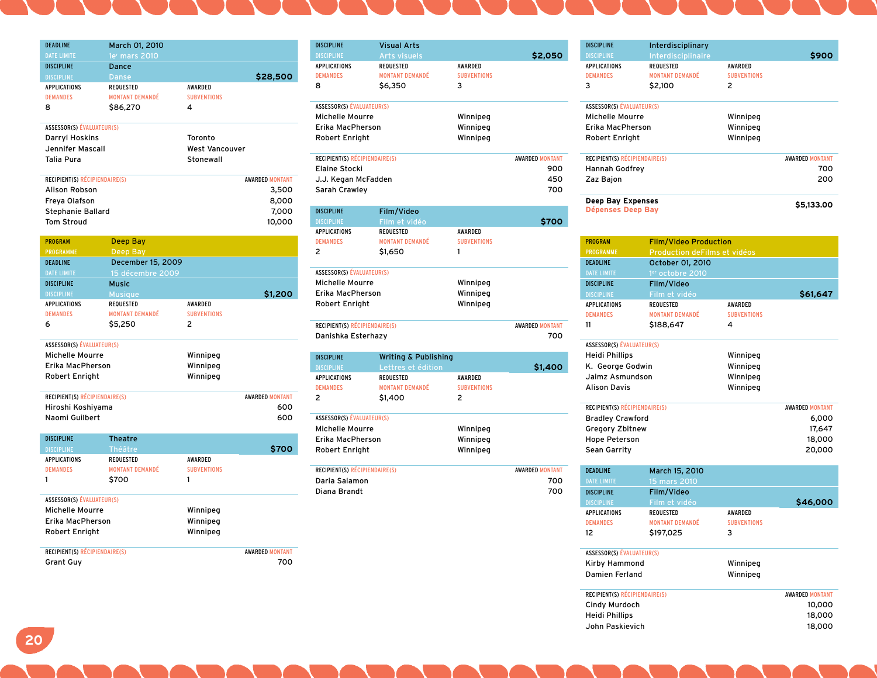| DEADLINE / DATE LIMITE | March 01, 2010 / 1er mars 2010 | |
|---|---|---|
| DISCIPLINE / DISCIPLINE | Dance / Danse | $28,500 |
| APPLICATIONS / DEMANDES | REQUESTED / MONTANT DEMANDÉ | AWARDED / SUBVENTIONS |
| 8 | $86,270 | 4 |

| ASSESSOR(S) / ÉVALUATEUR(S) | |
|---|---|
| Darryl Hoskins | Toronto |
| Jennifer Mascall | West Vancouver |
| Talia Pura | Stonewall |

| RECIPIENT(S) / RÉCIPIENDAIRE(S) | AWARDED / MONTANT |
|---|---|
| Alison Robson | 3,500 |
| Freya Olafson | 8,000 |
| Stephanie Ballard | 7,000 |
| Tom Stroud | 10,000 |

| PROGRAM / PROGRAMME | Deep Bay / Deep Bay | |
|---|---|---|
| DEADLINE / DATE LIMITE | December 15, 2009 / 15 décembre 2009 | |
| DISCIPLINE / DISCIPLINE | Music / Musique | $1,200 |
| APPLICATIONS / DEMANDES | REQUESTED / MONTANT DEMANDÉ | AWARDED / SUBVENTIONS |
| 6 | $5,250 | 2 |

| ASSESSOR(S) / ÉVALUATEUR(S) | |
|---|---|
| Michelle Mourre | Winnipeg |
| Erika MacPherson | Winnipeg |
| Robert Enright | Winnipeg |

| RECIPIENT(S) / RÉCIPIENDAIRE(S) | AWARDED / MONTANT |
|---|---|
| Hiroshi Koshiyama | 600 |
| Naomi Guilbert | 600 |

| DISCIPLINE / DISCIPLINE | Theatre / Théâtre | $700 |
|---|---|---|
| APPLICATIONS / DEMANDES | REQUESTED / MONTANT DEMANDÉ | AWARDED / SUBVENTIONS |
| 1 | $700 | 1 |

| ASSESSOR(S) / ÉVALUATEUR(S) | |
|---|---|
| Michelle Mourre | Winnipeg |
| Erika MacPherson | Winnipeg |
| Robert Enright | Winnipeg |

| RECIPIENT(S) / RÉCIPIENDAIRE(S) | AWARDED / MONTANT |
|---|---|
| Grant Guy | 700 |

| DISCIPLINE / DISCIPLINE | Visual Arts / Arts visuels | $2,050 |
|---|---|---|
| APPLICATIONS / DEMANDES | REQUESTED / MONTANT DEMANDÉ | AWARDED / SUBVENTIONS |
| 8 | $6,350 | 3 |

| ASSESSOR(S) / ÉVALUATEUR(S) | |
|---|---|
| Michelle Mourre | Winnipeg |
| Erika MacPherson | Winnipeg |
| Robert Enright | Winnipeg |

| RECIPIENT(S) / RÉCIPIENDAIRE(S) | AWARDED / MONTANT |
|---|---|
| Elaine Stocki | 900 |
| J.J. Kegan McFadden | 450 |
| Sarah Crawley | 700 |

| DISCIPLINE / DISCIPLINE | Film/Video / Film et vidéo | $700 |
|---|---|---|
| APPLICATIONS / DEMANDES | REQUESTED / MONTANT DEMANDÉ | AWARDED / SUBVENTIONS |
| 2 | $1,650 | 1 |

| ASSESSOR(S) / ÉVALUATEUR(S) | |
|---|---|
| Michelle Mourre | Winnipeg |
| Erika MacPherson | Winnipeg |
| Robert Enright | Winnipeg |

| RECIPIENT(S) / RÉCIPIENDAIRE(S) | AWARDED / MONTANT |
|---|---|
| Danishka Esterhazy | 700 |

| DISCIPLINE / DISCIPLINE | Writing & Publishing / Lettres et édition | $1,400 |
|---|---|---|
| APPLICATIONS / DEMANDES | REQUESTED / MONTANT DEMANDÉ | AWARDED / SUBVENTIONS |
| 2 | $1,400 | 2 |

| ASSESSOR(S) / ÉVALUATEUR(S) | |
|---|---|
| Michelle Mourre | Winnipeg |
| Erika MacPherson | Winnipeg |
| Robert Enright | Winnipeg |

| RECIPIENT(S) / RÉCIPIENDAIRE(S) | AWARDED / MONTANT |
|---|---|
| Daria Salamon | 700 |
| Diana Brandt | 700 |

| DISCIPLINE / DISCIPLINE | Interdisciplinary / Interdisciplinaire | $900 |
|---|---|---|
| APPLICATIONS / DEMANDES | REQUESTED / MONTANT DEMANDÉ | AWARDED / SUBVENTIONS |
| 3 | $2,100 | 2 |

| ASSESSOR(S) / ÉVALUATEUR(S) | |
|---|---|
| Michelle Mourre | Winnipeg |
| Erika MacPherson | Winnipeg |
| Robert Enright | Winnipeg |

| RECIPIENT(S) / RÉCIPIENDAIRE(S) | AWARDED / MONTANT |
|---|---|
| Hannah Godfrey | 700 |
| Zaz Bajon | 200 |

**Deep Bay Expenses / Dépenses Deep Bay** — **$5,133.00**

| PROGRAM / PROGRAMME | Film/Video Production / Production deFilms et vidéos | |
|---|---|---|
| DEADLINE / DATE LIMITE | October 01, 2010 / 1er octobre 2010 | |
| DISCIPLINE / DISCIPLINE | Film/Video / Film et vidéo | $61,647 |
| APPLICATIONS / DEMANDES | REQUESTED / MONTANT DEMANDÉ | AWARDED / SUBVENTIONS |
| 11 | $188,647 | 4 |

| ASSESSOR(S) / ÉVALUATEUR(S) | |
|---|---|
| Heidi Phillips | Winnipeg |
| K. George Godwin | Winnipeg |
| Jaimz Asmundson | Winnipeg |
| Alison Davis | Winnipeg |

| RECIPIENT(S) / RÉCIPIENDAIRE(S) | AWARDED / MONTANT |
|---|---|
| Bradley Crawford | 6,000 |
| Gregory Zbitnew | 17,647 |
| Hope Peterson | 18,000 |
| Sean Garrity | 20,000 |

| DEADLINE / DATE LIMITE | March 15, 2010 / 15 mars 2010 | |
|---|---|---|
| DISCIPLINE / DISCIPLINE | Film/Video / Film et vidéo | $46,000 |
| APPLICATIONS / DEMANDES | REQUESTED / MONTANT DEMANDÉ | AWARDED / SUBVENTIONS |
| 12 | $197,025 | 3 |

| ASSESSOR(S) / ÉVALUATEUR(S) | |
|---|---|
| Kirby Hammond | Winnipeg |
| Damien Ferland | Winnipeg |

| RECIPIENT(S) / RÉCIPIENDAIRE(S) | AWARDED / MONTANT |
|---|---|
| Cindy Murdoch | 10,000 |
| Heidi Phillips | 18,000 |
| John Paskievich | 18,000 |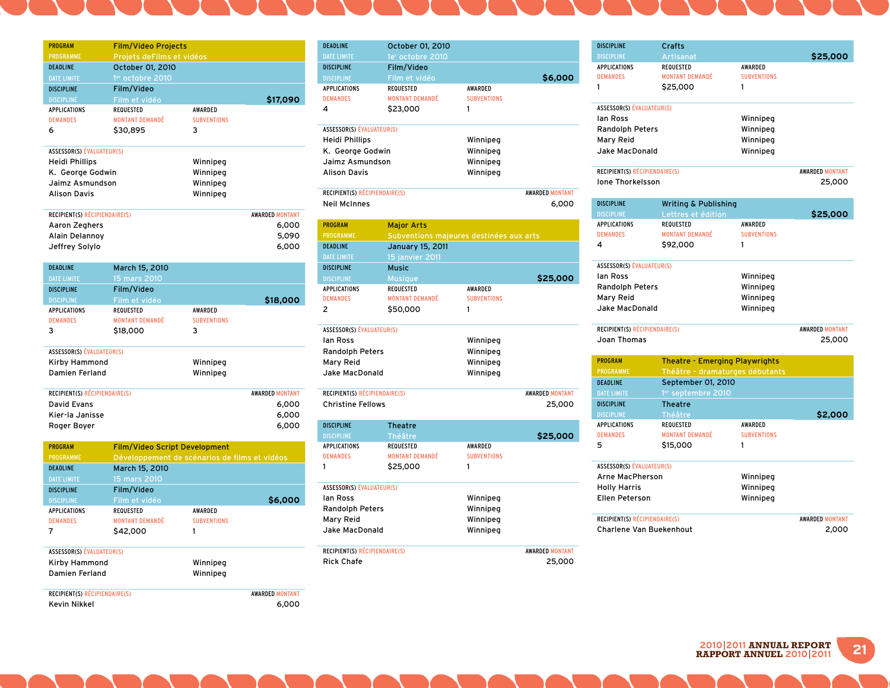**PROGRAM / PROGRAMME** Film/Video Projects / Projets deFilms et vidéos

**DEADLINE / DATE LIMITE** October 01, 2010 / 1er octobre 2010

**DISCIPLINE / DISCIPLINE** Film/Video / Film et vidéo — **$17,090**

| APPLICATIONS / DEMANDES | REQUESTED / MONTANT DEMANDÉ | AWARDED / SUBVENTIONS |
|---|---|---|
| 6 | $30,895 | 3 |

**ASSESSOR(S) ÉVALUATEUR(S)**

| | |
|---|---|
| Heidi Phillips | Winnipeg |
| K. George Godwin | Winnipeg |
| Jaimz Asmundson | Winnipeg |
| Alison Davis | Winnipeg |

| RECIPIENT(S) RÉCIPIENDAIRE(S) | AWARDED MONTANT |
|---|---|
| Aaron Zeghers | 6,000 |
| Alain Delannoy | 5,090 |
| Jeffrey Solylo | 6,000 |

**DEADLINE / DATE LIMITE** March 15, 2010 / 15 mars 2010

**DISCIPLINE / DISCIPLINE** Film/Video / Film et vidéo — **$18,000**

| APPLICATIONS / DEMANDES | REQUESTED / MONTANT DEMANDÉ | AWARDED / SUBVENTIONS |
|---|---|---|
| 3 | $18,000 | 3 |

**ASSESSOR(S) ÉVALUATEUR(S)**

| | |
|---|---|
| Kirby Hammond | Winnipeg |
| Damien Ferland | Winnipeg |

| RECIPIENT(S) RÉCIPIENDAIRE(S) | AWARDED MONTANT |
|---|---|
| David Evans | 6,000 |
| Kier-la Janisse | 6,000 |
| Roger Boyer | 6,000 |

**PROGRAM / PROGRAMME** Film/Video Script Development / Développement de scénarios de films et vidéos

**DEADLINE / DATE LIMITE** March 15, 2010 / 15 mars 2010

**DISCIPLINE / DISCIPLINE** Film/Video / Film et vidéo — **$6,000**

| APPLICATIONS / DEMANDES | REQUESTED / MONTANT DEMANDÉ | AWARDED / SUBVENTIONS |
|---|---|---|
| 7 | $42,000 | 1 |

**ASSESSOR(S) ÉVALUATEUR(S)**

| | |
|---|---|
| Kirby Hammond | Winnipeg |
| Damien Ferland | Winnipeg |

| RECIPIENT(S) RÉCIPIENDAIRE(S) | AWARDED MONTANT |
|---|---|
| Kevin Nikkel | 6,000 |

**DEADLINE / DATE LIMITE** October 01, 2010 / 1er octobre 2010

**DISCIPLINE / DISCIPLINE** Film/Video / Film et vidéo — **$6,000**

| APPLICATIONS / DEMANDES | REQUESTED / MONTANT DEMANDÉ | AWARDED / SUBVENTIONS |
|---|---|---|
| 4 | $23,000 | 1 |

**ASSESSOR(S) ÉVALUATEUR(S)**

| | |
|---|---|
| Heidi Phillips | Winnipeg |
| K. George Godwin | Winnipeg |
| Jaimz Asmundson | Winnipeg |
| Alison Davis | Winnipeg |

| RECIPIENT(S) RÉCIPIENDAIRE(S) | AWARDED MONTANT |
|---|---|
| Neil McInnes | 6,000 |

**PROGRAM / PROGRAMME** Major Arts / Subventions majeures destinées aux arts

**DEADLINE / DATE LIMITE** January 15, 2011 / 15 janvier 2011

**DISCIPLINE / DISCIPLINE** Music / Musique — **$25,000**

| APPLICATIONS / DEMANDES | REQUESTED / MONTANT DEMANDÉ | AWARDED / SUBVENTIONS |
|---|---|---|
| 2 | $50,000 | 1 |

**ASSESSOR(S) ÉVALUATEUR(S)**

| | |
|---|---|
| Ian Ross | Winnipeg |
| Randolph Peters | Winnipeg |
| Mary Reid | Winnipeg |
| Jake MacDonald | Winnipeg |

| RECIPIENT(S) RÉCIPIENDAIRE(S) | AWARDED MONTANT |
|---|---|
| Christine Fellows | 25,000 |

**DISCIPLINE / DISCIPLINE** Theatre / Théâtre — **$25,000**

| APPLICATIONS / DEMANDES | REQUESTED / MONTANT DEMANDÉ | AWARDED / SUBVENTIONS |
|---|---|---|
| 1 | $25,000 | 1 |

**ASSESSOR(S) ÉVALUATEUR(S)**

| | |
|---|---|
| Ian Ross | Winnipeg |
| Randolph Peters | Winnipeg |
| Mary Reid | Winnipeg |
| Jake MacDonald | Winnipeg |

| RECIPIENT(S) RÉCIPIENDAIRE(S) | AWARDED MONTANT |
|---|---|
| Rick Chafe | 25,000 |

**DISCIPLINE / DISCIPLINE** Crafts / Artisanat — **$25,000**

| APPLICATIONS / DEMANDES | REQUESTED / MONTANT DEMANDÉ | AWARDED / SUBVENTIONS |
|---|---|---|
| 1 | $25,000 | 1 |

**ASSESSOR(S) ÉVALUATEUR(S)**

| | |
|---|---|
| Ian Ross | Winnipeg |
| Randolph Peters | Winnipeg |
| Mary Reid | Winnipeg |
| Jake MacDonald | Winnipeg |

| RECIPIENT(S) RÉCIPIENDAIRE(S) | AWARDED MONTANT |
|---|---|
| Ione Thorkelsson | 25,000 |

**DISCIPLINE / DISCIPLINE** Writing & Publishing / Lettres et édition — **$25,000**

| APPLICATIONS / DEMANDES | REQUESTED / MONTANT DEMANDÉ | AWARDED / SUBVENTIONS |
|---|---|---|
| 4 | $92,000 | 1 |

**ASSESSOR(S) ÉVALUATEUR(S)**

| | |
|---|---|
| Ian Ross | Winnipeg |
| Randolph Peters | Winnipeg |
| Mary Reid | Winnipeg |
| Jake MacDonald | Winnipeg |

| RECIPIENT(S) RÉCIPIENDAIRE(S) | AWARDED MONTANT |
|---|---|
| Joan Thomas | 25,000 |

**PROGRAM / PROGRAMME** Theatre - Emerging Playwrights / Théâtre - dramaturges débutants

**DEADLINE / DATE LIMITE** September 01, 2010 / 1er septembre 2010

**DISCIPLINE / DISCIPLINE** Theatre / Théâtre — **$2,000**

| APPLICATIONS / DEMANDES | REQUESTED / MONTANT DEMANDÉ | AWARDED / SUBVENTIONS |
|---|---|---|
| 5 | $15,000 | 1 |

**ASSESSOR(S) ÉVALUATEUR(S)**

| | |
|---|---|
| Arne MacPherson | Winnipeg |
| Holly Harris | Winnipeg |
| Ellen Peterson | Winnipeg |

| RECIPIENT(S) RÉCIPIENDAIRE(S) | AWARDED MONTANT |
|---|---|
| Charlene Van Buekenhout | 2,000 |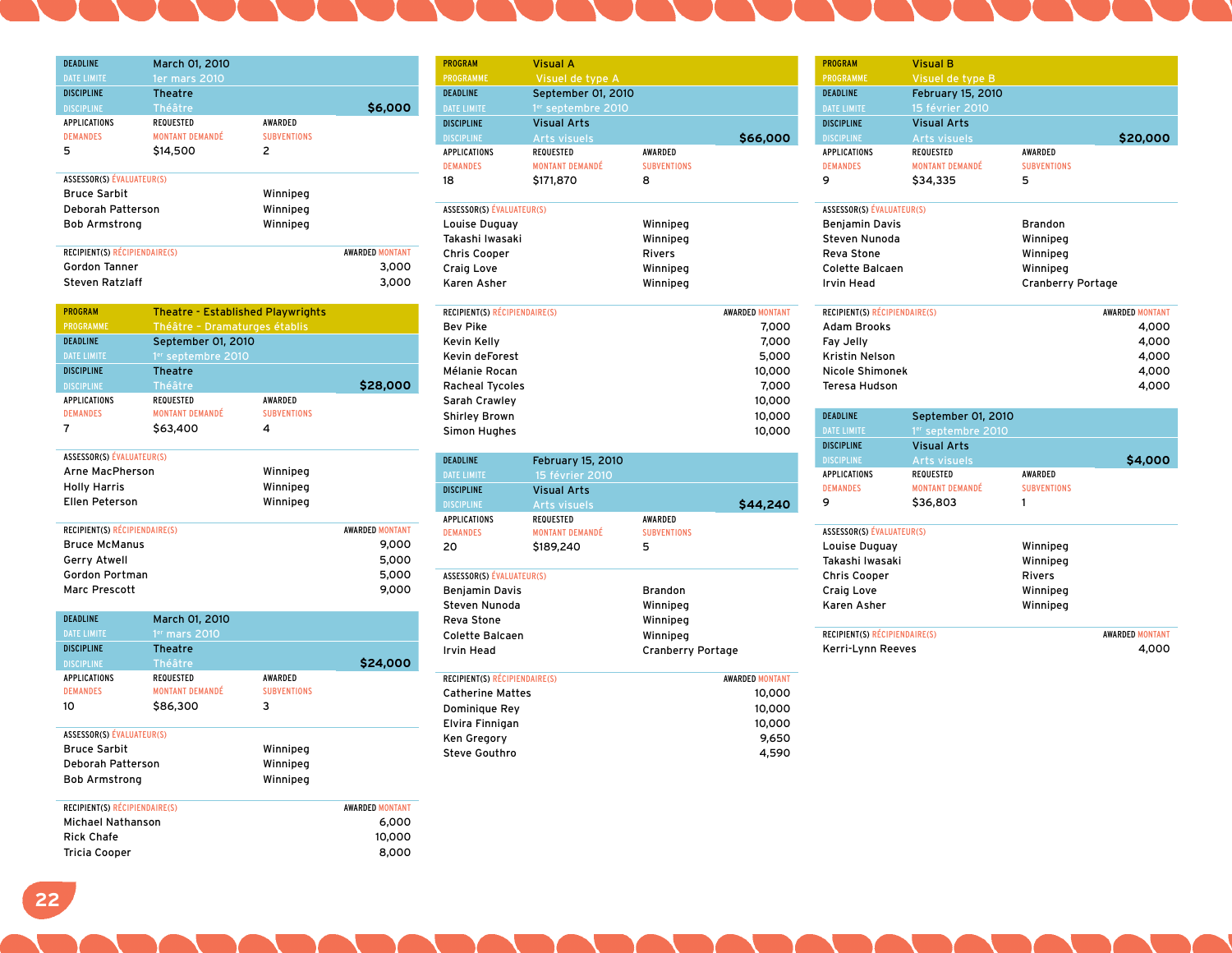| DEADLINE | March 01, 2010 | | |
|---|---|---|---|
| DATE LIMITE | 1er mars 2010 | | |
| DISCIPLINE | Theatre | | |
| DISCIPLINE | Théâtre | | $6,000 |
| APPLICATIONS / DEMANDES | REQUESTED / MONTANT DEMANDÉ | AWARDED / SUBVENTIONS | |
| 5 | $14,500 | 2 | |

| ASSESSOR(S) ÉVALUATEUR(S) | |
|---|---|
| Bruce Sarbit | Winnipeg |
| Deborah Patterson | Winnipeg |
| Bob Armstrong | Winnipeg |

| RECIPIENT(S) RÉCIPIENDAIRE(S) | AWARDED MONTANT |
|---|---|
| Gordon Tanner | 3,000 |
| Steven Ratzlaff | 3,000 |

| PROGRAM | Theatre - Established Playwrights | | |
|---|---|---|---|
| PROGRAMME | Théâtre – Dramaturges établis | | |
| DEADLINE | September 01, 2010 | | |
| DATE LIMITE | 1er septembre 2010 | | |
| DISCIPLINE | Theatre | | |
| DISCIPLINE | Théâtre | | $28,000 |
| APPLICATIONS / DEMANDES | REQUESTED / MONTANT DEMANDÉ | AWARDED / SUBVENTIONS | |
| 7 | $63,400 | 4 | |

| ASSESSOR(S) ÉVALUATEUR(S) | |
|---|---|
| Arne MacPherson | Winnipeg |
| Holly Harris | Winnipeg |
| Ellen Peterson | Winnipeg |

| RECIPIENT(S) RÉCIPIENDAIRE(S) | AWARDED MONTANT |
|---|---|
| Bruce McManus | 9,000 |
| Gerry Atwell | 5,000 |
| Gordon Portman | 5,000 |
| Marc Prescott | 9,000 |

| DEADLINE | March 01, 2010 | | |
|---|---|---|---|
| DATE LIMITE | 1er mars 2010 | | |
| DISCIPLINE | Theatre | | |
| DISCIPLINE | Théâtre | | $24,000 |
| APPLICATIONS / DEMANDES | REQUESTED / MONTANT DEMANDÉ | AWARDED / SUBVENTIONS | |
| 10 | $86,300 | 3 | |

| ASSESSOR(S) ÉVALUATEUR(S) | |
|---|---|
| Bruce Sarbit | Winnipeg |
| Deborah Patterson | Winnipeg |
| Bob Armstrong | Winnipeg |

| RECIPIENT(S) RÉCIPIENDAIRE(S) | AWARDED MONTANT |
|---|---|
| Michael Nathanson | 6,000 |
| Rick Chafe | 10,000 |
| Tricia Cooper | 8,000 |

| PROGRAM | Visual A | | |
|---|---|---|---|
| PROGRAMME | Visuel de type A | | |
| DEADLINE | September 01, 2010 | | |
| DATE LIMITE | 1er septembre 2010 | | |
| DISCIPLINE | Visual Arts | | |
| DISCIPLINE | Arts visuels | | $66,000 |
| APPLICATIONS / DEMANDES | REQUESTED / MONTANT DEMANDÉ | AWARDED / SUBVENTIONS | |
| 18 | $171,870 | 8 | |

| ASSESSOR(S) ÉVALUATEUR(S) | |
|---|---|
| Louise Duguay | Winnipeg |
| Takashi Iwasaki | Winnipeg |
| Chris Cooper | Rivers |
| Craig Love | Winnipeg |
| Karen Asher | Winnipeg |

| RECIPIENT(S) RÉCIPIENDAIRE(S) | AWARDED MONTANT |
|---|---|
| Bev Pike | 7,000 |
| Kevin Kelly | 7,000 |
| Kevin deForest | 5,000 |
| Mélanie Rocan | 10,000 |
| Racheal Tycoles | 7,000 |
| Sarah Crawley | 10,000 |
| Shirley Brown | 10,000 |
| Simon Hughes | 10,000 |

| DEADLINE | February 15, 2010 | | |
|---|---|---|---|
| DATE LIMITE | 15 février 2010 | | |
| DISCIPLINE | Visual Arts | | |
| DISCIPLINE | Arts visuels | | $44,240 |
| APPLICATIONS / DEMANDES | REQUESTED / MONTANT DEMANDÉ | AWARDED / SUBVENTIONS | |
| 20 | $189,240 | 5 | |

| ASSESSOR(S) ÉVALUATEUR(S) | |
|---|---|
| Benjamin Davis | Brandon |
| Steven Nunoda | Winnipeg |
| Reva Stone | Winnipeg |
| Colette Balcaen | Winnipeg |
| Irvin Head | Cranberry Portage |

| RECIPIENT(S) RÉCIPIENDAIRE(S) | AWARDED MONTANT |
|---|---|
| Catherine Mattes | 10,000 |
| Dominique Rey | 10,000 |
| Elvira Finnigan | 10,000 |
| Ken Gregory | 9,650 |
| Steve Gouthro | 4,590 |

| PROGRAM | Visual B | | |
|---|---|---|---|
| PROGRAMME | Visuel de type B | | |
| DEADLINE | February 15, 2010 | | |
| DATE LIMITE | 15 février 2010 | | |
| DISCIPLINE | Visual Arts | | |
| DISCIPLINE | Arts visuels | | $20,000 |
| APPLICATIONS / DEMANDES | REQUESTED / MONTANT DEMANDÉ | AWARDED / SUBVENTIONS | |
| 9 | $34,335 | 5 | |

| ASSESSOR(S) ÉVALUATEUR(S) | |
|---|---|
| Benjamin Davis | Brandon |
| Steven Nunoda | Winnipeg |
| Reva Stone | Winnipeg |
| Colette Balcaen | Winnipeg |
| Irvin Head | Cranberry Portage |

| RECIPIENT(S) RÉCIPIENDAIRE(S) | AWARDED MONTANT |
|---|---|
| Adam Brooks | 4,000 |
| Fay Jelly | 4,000 |
| Kristin Nelson | 4,000 |
| Nicole Shimonek | 4,000 |
| Teresa Hudson | 4,000 |

| DEADLINE | September 01, 2010 | | |
|---|---|---|---|
| DATE LIMITE | 1er septembre 2010 | | |
| DISCIPLINE | Visual Arts | | |
| DISCIPLINE | Arts visuels | | $4,000 |
| APPLICATIONS / DEMANDES | REQUESTED / MONTANT DEMANDÉ | AWARDED / SUBVENTIONS | |
| 9 | $36,803 | 1 | |

| ASSESSOR(S) ÉVALUATEUR(S) | |
|---|---|
| Louise Duguay | Winnipeg |
| Takashi Iwasaki | Winnipeg |
| Chris Cooper | Rivers |
| Craig Love | Winnipeg |
| Karen Asher | Winnipeg |

| RECIPIENT(S) RÉCIPIENDAIRE(S) | AWARDED MONTANT |
|---|---|
| Kerri-Lynn Reeves | 4,000 |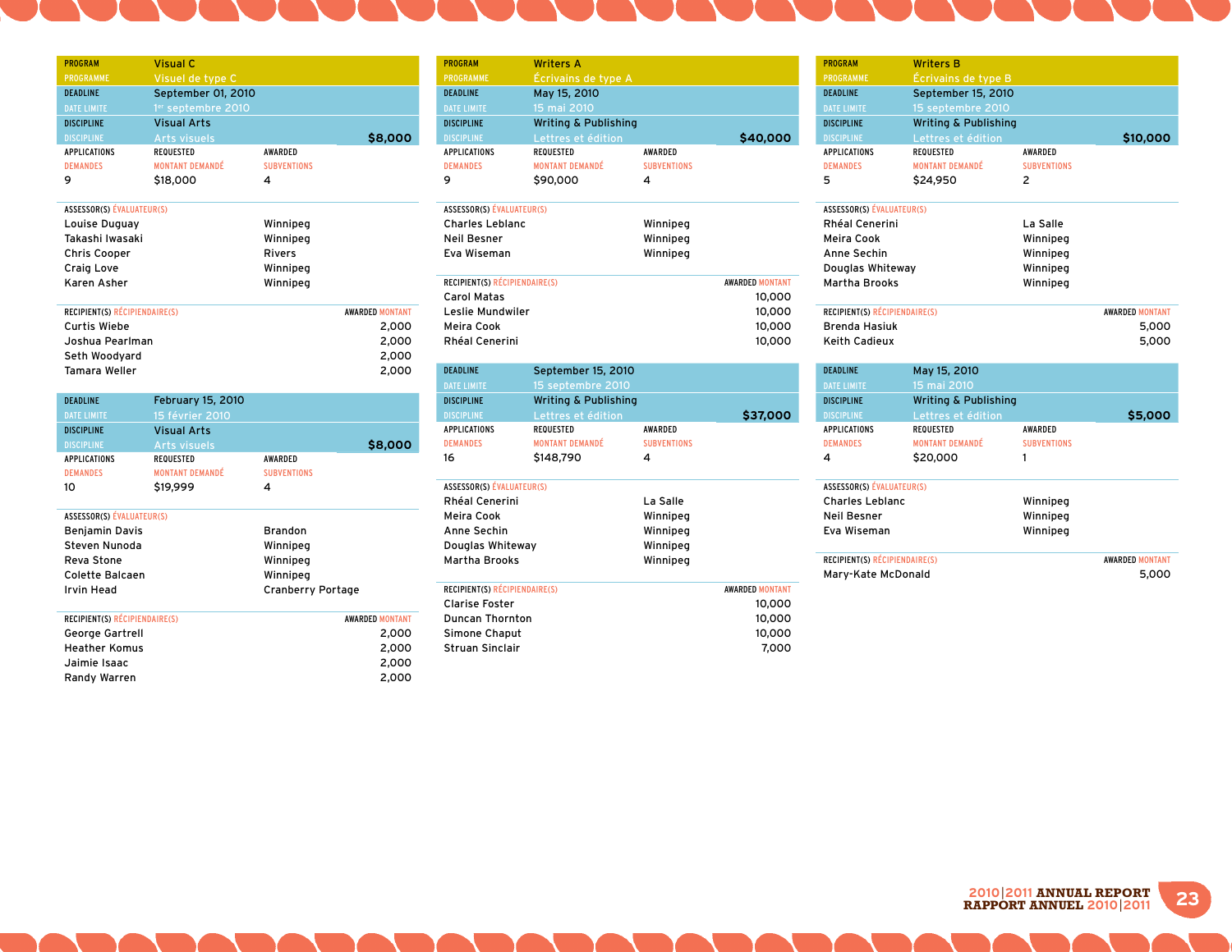## PROGRAM / PROGRAMME: Visual C / Visuel de type C

| | |
|---|---|
| DEADLINE / DATE LIMITE | September 01, 2010 / 1er septembre 2010 |
| DISCIPLINE / DISCIPLINE | Visual Arts / Arts visuels |
| | $8,000 |

| APPLICATIONS / DEMANDES | REQUESTED / MONTANT DEMANDÉ | AWARDED / SUBVENTIONS |
|---|---|---|
| 9 | $18,000 | 4 |

**ASSESSOR(S) ÉVALUATEUR(S)**

| | |
|---|---|
| Louise Duguay | Winnipeg |
| Takashi Iwasaki | Winnipeg |
| Chris Cooper | Rivers |
| Craig Love | Winnipeg |
| Karen Asher | Winnipeg |

| RECIPIENT(S) RÉCIPIENDAIRE(S) | AWARDED MONTANT |
|---|---|
| Curtis Wiebe | 2,000 |
| Joshua Pearlman | 2,000 |
| Seth Woodyard | 2,000 |
| Tamara Weller | 2,000 |

| | |
|---|---|
| DEADLINE / DATE LIMITE | February 15, 2010 / 15 février 2010 |
| DISCIPLINE / DISCIPLINE | Visual Arts / Arts visuels |
| | $8,000 |

| APPLICATIONS / DEMANDES | REQUESTED / MONTANT DEMANDÉ | AWARDED / SUBVENTIONS |
|---|---|---|
| 10 | $19,999 | 4 |

**ASSESSOR(S) ÉVALUATEUR(S)**

| | |
|---|---|
| Benjamin Davis | Brandon |
| Steven Nunoda | Winnipeg |
| Reva Stone | Winnipeg |
| Colette Balcaen | Winnipeg |
| Irvin Head | Cranberry Portage |

| RECIPIENT(S) RÉCIPIENDAIRE(S) | AWARDED MONTANT |
|---|---|
| George Gartrell | 2,000 |
| Heather Komus | 2,000 |
| Jaimie Isaac | 2,000 |
| Randy Warren | 2,000 |

## PROGRAM / PROGRAMME: Writers A / Écrivains de type A

| | |
|---|---|
| DEADLINE / DATE LIMITE | May 15, 2010 / 15 mai 2010 |
| DISCIPLINE / DISCIPLINE | Writing & Publishing / Lettres et édition |
| | $40,000 |

| APPLICATIONS / DEMANDES | REQUESTED / MONTANT DEMANDÉ | AWARDED / SUBVENTIONS |
|---|---|---|
| 9 | $90,000 | 4 |

**ASSESSOR(S) ÉVALUATEUR(S)**

| | |
|---|---|
| Charles Leblanc | Winnipeg |
| Neil Besner | Winnipeg |
| Eva Wiseman | Winnipeg |

| RECIPIENT(S) RÉCIPIENDAIRE(S) | AWARDED MONTANT |
|---|---|
| Carol Matas | 10,000 |
| Leslie Mundwiler | 10,000 |
| Meira Cook | 10,000 |
| Rhéal Cenerini | 10,000 |

| | |
|---|---|
| DEADLINE / DATE LIMITE | September 15, 2010 / 15 septembre 2010 |
| DISCIPLINE / DISCIPLINE | Writing & Publishing / Lettres et édition |
| | $37,000 |

| APPLICATIONS / DEMANDES | REQUESTED / MONTANT DEMANDÉ | AWARDED / SUBVENTIONS |
|---|---|---|
| 16 | $148,790 | 4 |

**ASSESSOR(S) ÉVALUATEUR(S)**

| | |
|---|---|
| Rhéal Cenerini | La Salle |
| Meira Cook | Winnipeg |
| Anne Sechin | Winnipeg |
| Douglas Whiteway | Winnipeg |
| Martha Brooks | Winnipeg |

| RECIPIENT(S) RÉCIPIENDAIRE(S) | AWARDED MONTANT |
|---|---|
| Clarise Foster | 10,000 |
| Duncan Thornton | 10,000 |
| Simone Chaput | 10,000 |
| Struan Sinclair | 7,000 |

## PROGRAM / PROGRAMME: Writers B / Écrivains de type B

| | |
|---|---|
| DEADLINE / DATE LIMITE | September 15, 2010 / 15 septembre 2010 |
| DISCIPLINE / DISCIPLINE | Writing & Publishing / Lettres et édition |
| | $10,000 |

| APPLICATIONS / DEMANDES | REQUESTED / MONTANT DEMANDÉ | AWARDED / SUBVENTIONS |
|---|---|---|
| 5 | $24,950 | 2 |

**ASSESSOR(S) ÉVALUATEUR(S)**

| | |
|---|---|
| Rhéal Cenerini | La Salle |
| Meira Cook | Winnipeg |
| Anne Sechin | Winnipeg |
| Douglas Whiteway | Winnipeg |
| Martha Brooks | Winnipeg |

| RECIPIENT(S) RÉCIPIENDAIRE(S) | AWARDED MONTANT |
|---|---|
| Brenda Hasiuk | 5,000 |
| Keith Cadieux | 5,000 |

| | |
|---|---|
| DEADLINE / DATE LIMITE | May 15, 2010 / 15 mai 2010 |
| DISCIPLINE / DISCIPLINE | Writing & Publishing / Lettres et édition |
| | $5,000 |

| APPLICATIONS / DEMANDES | REQUESTED / MONTANT DEMANDÉ | AWARDED / SUBVENTIONS |
|---|---|---|
| 4 | $20,000 | 1 |

**ASSESSOR(S) ÉVALUATEUR(S)**

| | |
|---|---|
| Charles Leblanc | Winnipeg |
| Neil Besner | Winnipeg |
| Eva Wiseman | Winnipeg |

| RECIPIENT(S) RÉCIPIENDAIRE(S) | AWARDED MONTANT |
|---|---|
| Mary-Kate McDonald | 5,000 |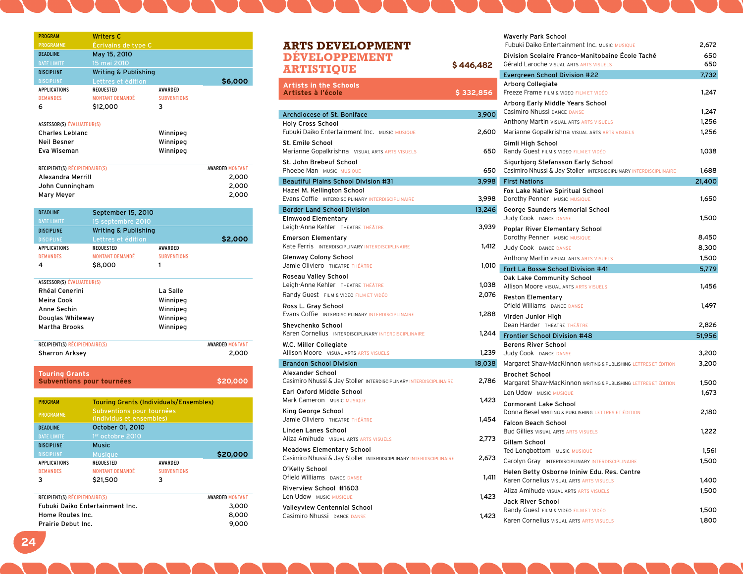| PROGRAM / PROGRAMME | Writers C / Écrivains de type C | |
|---|---|---|
| DEADLINE / DATE LIMITE | May 15, 2010 / 15 mai 2010 | |
| DISCIPLINE / DISCIPLINE | Writing & Publishing / Lettres et édition | $6,000 |

| APPLICATIONS / DEMANDES | REQUESTED / MONTANT DEMANDÉ | AWARDED / SUBVENTIONS |
|---|---|---|
| 6 | $12,000 | 3 |

| ASSESSOR(S) / ÉVALUATEUR(S) | |
|---|---|
| Charles Leblanc | Winnipeg |
| Neil Besner | Winnipeg |
| Eva Wiseman | Winnipeg |

| RECIPIENT(S) / RÉCIPIENDAIRE(S) | AWARDED / MONTANT |
|---|---|
| Alexandra Merrill | 2,000 |
| John Cunningham | 2,000 |
| Mary Meyer | 2,000 |

| DEADLINE / DATE LIMITE | September 15, 2010 / 15 septembre 2010 | |
|---|---|---|
| DISCIPLINE / DISCIPLINE | Writing & Publishing / Lettres et édition | $2,000 |

| APPLICATIONS / DEMANDES | REQUESTED / MONTANT DEMANDÉ | AWARDED / SUBVENTIONS |
|---|---|---|
| 4 | $8,000 | 1 |

| ASSESSOR(S) / ÉVALUATEUR(S) | |
|---|---|
| Rhéal Cenerini | La Salle |
| Meira Cook | Winnipeg |
| Anne Sechin | Winnipeg |
| Douglas Whiteway | Winnipeg |
| Martha Brooks | Winnipeg |

| RECIPIENT(S) / RÉCIPIENDAIRE(S) | AWARDED / MONTANT |
|---|---|
| Sharron Arksey | 2,000 |

## Touring Grants / Subventions pour tournées — $20,000

| PROGRAM / PROGRAMME | Touring Grants (Individuals/Ensembles) / Subventions pour tournées (individus et ensembles) | |
|---|---|---|
| DEADLINE / DATE LIMITE | October 01, 2010 / 1er octobre 2010 | |
| DISCIPLINE / DISCIPLINE | Music / Musique | $20,000 |

| APPLICATIONS / DEMANDES | REQUESTED / MONTANT DEMANDÉ | AWARDED / SUBVENTIONS |
|---|---|---|
| 3 | $21,500 | 3 |

| RECIPIENT(S) / RÉCIPIENDAIRE(S) | AWARDED / MONTANT |
|---|---|
| Fubuki Daiko Entertainment Inc. | 3,000 |
| Home Routes Inc. | 8,000 |
| Prairie Debut Inc. | 9,000 |

# ARTS DEVELOPMENT / DÉVELOPPEMENT ARTISTIQUE — $ 446,482

## Artists in the Schools / Artistes à l'école — $ 332,856

| School / Artist | Discipline | Amount |
|---|---|---|
| **Archdiocese of St. Boniface** | | **3,900** |
| Holy Cross School | | |
| Fubuki Daiko Entertainment Inc. | MUSIC MUSIQUE | 2,600 |
| St. Emile School | | |
| Marianne Gopalkrishna | VISUAL ARTS ARTS VISUELS | 650 |
| St. John Brebeuf School | | |
| Phoebe Man | MUSIC MUSIQUE | 650 |
| **Beautiful Plains School Division #31** | | **3,998** |
| Hazel M. Kellington School | | |
| Evans Coffie | INTERDISCIPLINARY INTERDISCIPLINAIRE | 3,998 |
| **Border Land School Division** | | **13,246** |
| Elmwood Elementary | | |
| Leigh-Anne Kehler | THEATRE THÉÂTRE | 3,939 |
| Emerson Elementary | | |
| Kate Ferris | INTERDISCIPLINARY INTERDISCIPLINAIRE | 1,412 |
| Glenway Colony School | | |
| Jamie Oliviero | THEATRE THÉÂTRE | 1,010 |
| Roseau Valley School | | |
| Leigh-Anne Kehler | THEATRE THÉÂTRE | 1,038 |
| Randy Guest | FILM & VIDEO FILM ET VIDÉO | 2,076 |
| Ross L. Gray School | | |
| Evans Coffie | INTERDISCIPLINARY INTERDISCIPLINAIRE | 1,288 |
| Shevchenko School | | |
| Karen Cornelius | INTERDISCIPLINARY INTERDISCIPLINAIRE | 1,244 |
| W.C. Miller Collegiate | | |
| Allison Moore | VISUAL ARTS ARTS VISUELS | 1,239 |
| **Brandon School Division** | | **18,038** |
| Alexander School | | |
| Casimiro Nhussi & Jay Stoller | INTERDISCIPLINARY INTERDISCIPLINAIRE | 2,786 |
| Earl Oxford Middle School | | |
| Mark Cameron | MUSIC MUSIQUE | 1,423 |
| King George School | | |
| Jamie Oliviero | THEATRE THÉÂTRE | 1,454 |
| Linden Lanes School | | |
| Aliza Amihude | VISUAL ARTS ARTS VISUELS | 2,773 |
| Meadows Elementary School | | |
| Casimiro Nhussi & Jay Stoller | INTERDISCIPLINARY INTERDISCIPLINAIRE | 2,673 |
| O'Kelly School | | |
| Ofield Williams | DANCE DANSE | 1,411 |
| Riverview School #1603 | | |
| Len Udow | MUSIC MUSIQUE | 1,423 |
| Valleyview Centennial School | | |
| Casimiro Nhussi | DANCE DANSE | 1,423 |
| Waverly Park School | | |
| Fubuki Daiko Entertainment Inc. | MUSIC MUSIQUE | 2,672 |
| **Division Scolaire Franco-Manitobaine École Taché** | | **650** |
| Gérald Laroche | VISUAL ARTS ARTS VISUELS | 650 |
| **Evergreen School Division #22** | | **7,732** |
| Arborg Collegiate | | |
| Freeze Frame | FILM & VIDEO FILM ET VIDÉO | 1,247 |
| Arborg Early Middle Years School | | |
| Casimiro Nhussi | DANCE DANSE | 1,247 |
| Anthony Martin | VISUAL ARTS ARTS VISUELS | 1,256 |
| Marianne Gopalkrishna | VISUAL ARTS ARTS VISUELS | 1,256 |
| Gimli High School | | |
| Randy Guest | FILM & VIDEO FILM ET VIDÉO | 1,038 |
| Sigurbjorg Stefansson Early School | | |
| Casimiro Nhussi & Jay Stoller | INTERDISCIPLINARY INTERDISCIPLINAIRE | 1,688 |
| **First Nations** | | **21,400** |
| Fox Lake Native Spiritual School | | |
| Dorothy Penner | MUSIC MUSIQUE | 1,650 |
| George Saunders Memorial School | | |
| Judy Cook | DANCE DANSE | 1,500 |
| Poplar River Elementary School | | |
| Dorothy Penner | MUSIC MUSIQUE | 8,450 |
| Judy Cook | DANCE DANSE | 8,300 |
| Anthony Martin | VISUAL ARTS ARTS VISUELS | 1,500 |
| **Fort La Bosse School Division #41** | | **5,779** |
| Oak Lake Community School | | |
| Allison Moore | VISUAL ARTS ARTS VISUELS | 1,456 |
| Reston Elementary | | |
| Ofield Williams | DANCE DANSE | 1,497 |
| Virden Junior High | | |
| Dean Harder | THEATRE THÉÂTRE | 2,826 |
| **Frontier School Division #48** | | **51,956** |
| Berens River School | | |
| Judy Cook | DANCE DANSE | 3,200 |
| Margaret Shaw-MacKinnon | WRITING & PUBLISHING LETTRES ET ÉDITION | 3,200 |
| Brochet School | | |
| Margaret Shaw-MacKinnon | WRITING & PUBLISHING LETTRES ET ÉDITION | 1,500 |
| Len Udow | MUSIC MUSIQUE | 1,673 |
| Cormorant Lake School | | |
| Donna Besel | WRITING & PUBLISHING LETTRES ET ÉDITION | 2,180 |
| Falcon Beach School | | |
| Bud Gillies | VISUAL ARTS ARTS VISUELS | 1,222 |
| Gillam School | | |
| Ted Longbottom | MUSIC MUSIQUE | 1,561 |
| Carolyn Gray | INTERDISCIPLINARY INTERDISCIPLINAIRE | 1,500 |
| Helen Betty Osborne Ininiw Edu. Res. Centre | | |
| Karen Cornelius | VISUAL ARTS ARTS VISUELS | 1,400 |
| Aliza Amihude | VISUAL ARTS ARTS VISUELS | 1,500 |
| Jack River School | | |
| Randy Guest | FILM & VIDEO FILM ET VIDÉO | 1,500 |
| Karen Cornelius | VISUAL ARTS ARTS VISUELS | 1,800 |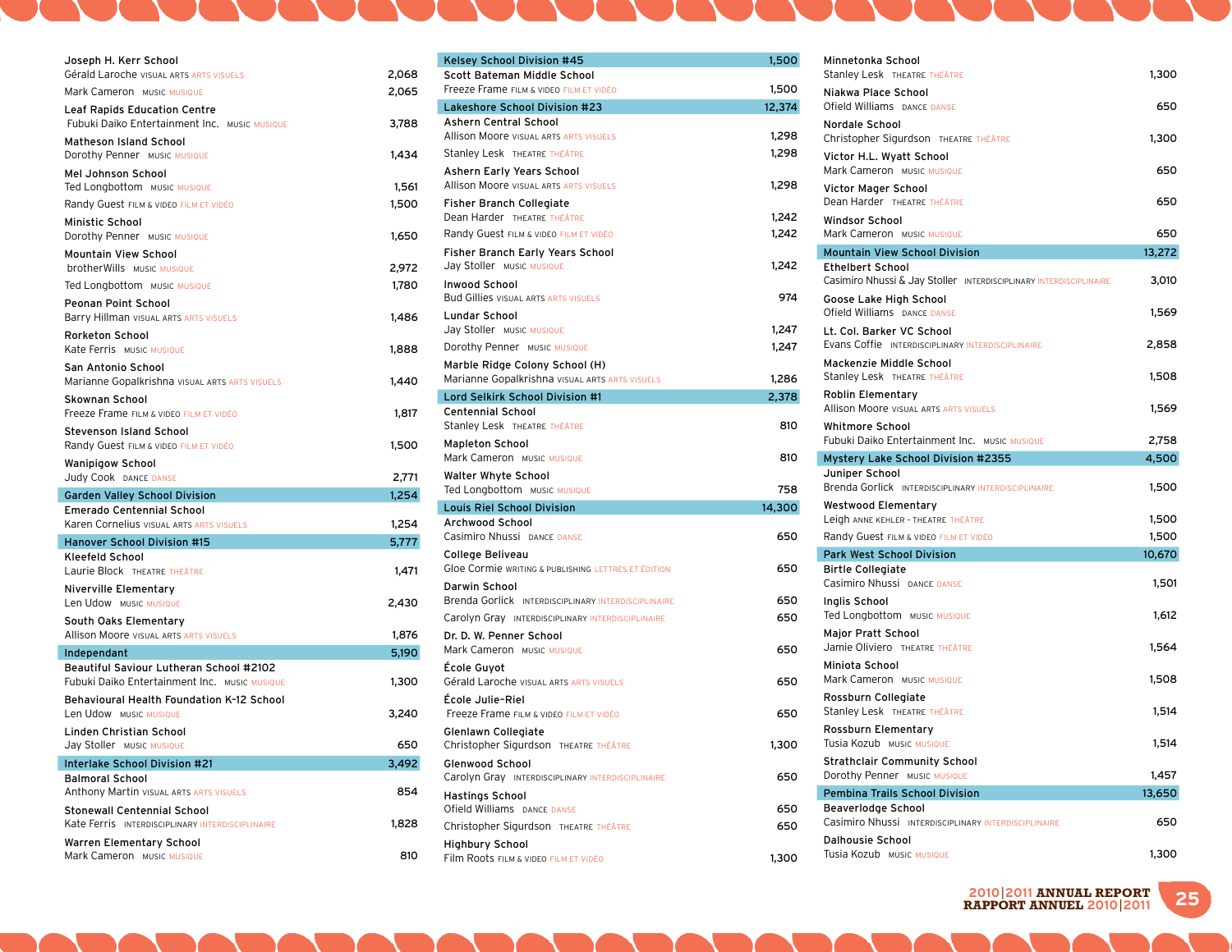Joseph H. Kerr School
Gérald Laroche VISUAL ARTS ARTS VISUELS 2,068
Mark Cameron MUSIC MUSIQUE 2,065

Leaf Rapids Education Centre
Fubuki Daiko Entertainment Inc. MUSIC MUSIQUE 3,788

Matheson Island School
Dorothy Penner MUSIC MUSIQUE 1,434

Mel Johnson School
Ted Longbottom MUSIC MUSIQUE 1,561
Randy Guest FILM & VIDEO FILM ET VIDÉO 1,500

Ministic School
Dorothy Penner MUSIC MUSIQUE 1,650

Mountain View School
brotherWills MUSIC MUSIQUE 2,972
Ted Longbottom MUSIC MUSIQUE 1,780

Peonan Point School
Barry Hillman VISUAL ARTS ARTS VISUELS 1,486

Rorketon School
Kate Ferris MUSIC MUSIQUE 1,888

San Antonio School
Marianne Gopalkrishna VISUAL ARTS ARTS VISUELS 1,440

Skownan School
Freeze Frame FILM & VIDEO FILM ET VIDÉO 1,817

Stevenson Island School
Randy Guest FILM & VIDEO FILM ET VIDÉO 1,500

Wanipigow School
Judy Cook DANCE DANSE 2,771

**Garden Valley School Division 1,254**

Emerado Centennial School
Karen Cornelius VISUAL ARTS ARTS VISUELS 1,254

**Hanover School Division #15 5,777**

Kleefeld School
Laurie Block THEATRE THÉÂTRE 1,471

Niverville Elementary
Len Udow MUSIC MUSIQUE 2,430

South Oaks Elementary
Allison Moore VISUAL ARTS ARTS VISUELS 1,876

**Independant 5,190**

Beautiful Saviour Lutheran School #2102
Fubuki Daiko Entertainment Inc. MUSIC MUSIQUE 1,300

Behavioural Health Foundation K-12 School
Len Udow MUSIC MUSIQUE 3,240

Linden Christian School
Jay Stoller MUSIC MUSIQUE 650

**Interlake School Division #21 3,492**

Balmoral School
Anthony Martin VISUAL ARTS ARTS VISUELS 854

Stonewall Centennial School
Kate Ferris INTERDISCIPLINARY INTERDISCIPLINAIRE 1,828

Warren Elementary School
Mark Cameron MUSIC MUSIQUE 810

**Kelsey School Division #45 1,500**

Scott Bateman Middle School
Freeze Frame FILM & VIDEO FILM ET VIDÉO 1,500

**Lakeshore School Division #23 12,374**

Ashern Central School
Allison Moore VISUAL ARTS ARTS VISUELS 1,298
Stanley Lesk THEATRE THÉÂTRE 1,298

Ashern Early Years School
Allison Moore VISUAL ARTS ARTS VISUELS 1,298

Fisher Branch Collegiate
Dean Harder THEATRE THÉÂTRE 1,242
Randy Guest FILM & VIDEO FILM ET VIDÉO 1,242

Fisher Branch Early Years School
Jay Stoller MUSIC MUSIQUE 1,242

Inwood School
Bud Gillies VISUAL ARTS ARTS VISUELS 974

Lundar School
Jay Stoller MUSIC MUSIQUE 1,247
Dorothy Penner MUSIC MUSIQUE 1,247

Marble Ridge Colony School (H)
Marianne Gopalkrishna VISUAL ARTS ARTS VISUELS 1,286

**Lord Selkirk School Division #1 2,378**

Centennial School
Stanley Lesk THEATRE THÉÂTRE 810

Mapleton School
Mark Cameron MUSIC MUSIQUE 810

Walter Whyte School
Ted Longbottom MUSIC MUSIQUE 758

**Louis Riel School Division 14,300**

Archwood School
Casimiro Nhussi DANCE DANSE 650

College Beliveau
Gloe Cormie WRITING & PUBLISHING LETTRES ET ÉDITION 650

Darwin School
Brenda Gorlick INTERDISCIPLINARY INTERDISCIPLINAIRE 650
Carolyn Gray INTERDISCIPLINARY INTERDISCIPLINAIRE 650

Dr. D. W. Penner School
Mark Cameron MUSIC MUSIQUE 650

École Guyot
Gérald Laroche VISUAL ARTS ARTS VISUELS 650

École Julie-Riel
Freeze Frame FILM & VIDEO FILM ET VIDÉO 650

Glenlawn Collegiate
Christopher Sigurdson THEATRE THÉÂTRE 1,300

Glenwood School
Carolyn Gray INTERDISCIPLINARY INTERDISCIPLINAIRE 650

Hastings School
Ofield Williams DANCE DANSE 650
Christopher Sigurdson THEATRE THÉÂTRE 650

Highbury School
Film Roots FILM & VIDEO FILM ET VIDÉO 1,300

Minnetonka School
Stanley Lesk THEATRE THÉÂTRE 1,300

Niakwa Place School
Ofield Williams DANCE DANSE 650

Nordale School
Christopher Sigurdson THEATRE THÉÂTRE 1,300

Victor H.L. Wyatt School
Mark Cameron MUSIC MUSIQUE 650

Victor Mager School
Dean Harder THEATRE THÉÂTRE 650

Windsor School
Mark Cameron MUSIC MUSIQUE 650

**Mountain View School Division 13,272**

Ethelbert School
Casimiro Nhussi & Jay Stoller INTERDISCIPLINARY INTERDISCIPLINAIRE 3,010

Goose Lake High School
Ofield Williams DANCE DANSE 1,569

Lt. Col. Barker VC School
Evans Coffie INTERDISCIPLINARY INTERDISCIPLINAIRE 2,858

Mackenzie Middle School
Stanley Lesk THEATRE THÉÂTRE 1,508

Roblin Elementary
Allison Moore VISUAL ARTS ARTS VISUELS 1,569

Whitmore School
Fubuki Daiko Entertainment Inc. MUSIC MUSIQUE 2,758

**Mystery Lake School Division #2355 4,500**

Juniper School
Brenda Gorlick INTERDISCIPLINARY INTERDISCIPLINAIRE 1,500

Westwood Elementary
Leigh ANNE KEHLER - THEATRE THÉÂTRE 1,500
Randy Guest FILM & VIDEO FILM ET VIDÉO 1,500

**Park West School Division 10,670**

Birtle Collegiate
Casimiro Nhussi DANCE DANSE 1,501

Inglis School
Ted Longbottom MUSIC MUSIQUE 1,612

Major Pratt School
Jamie Oliviero THEATRE THÉÂTRE 1,564

Miniota School
Mark Cameron MUSIC MUSIQUE 1,508

Rossburn Collegiate
Stanley Lesk THEATRE THÉÂTRE 1,514

Rossburn Elementary
Tusia Kozub MUSIC MUSIQUE 1,514

Strathclair Community School
Dorothy Penner MUSIC MUSIQUE 1,457

**Pembina Trails School Division 13,650**

Beaverlodge School
Casimiro Nhussi INTERDISCIPLINARY INTERDISCIPLINAIRE 650

Dalhousie School
Tusia Kozub MUSIC MUSIQUE 1,300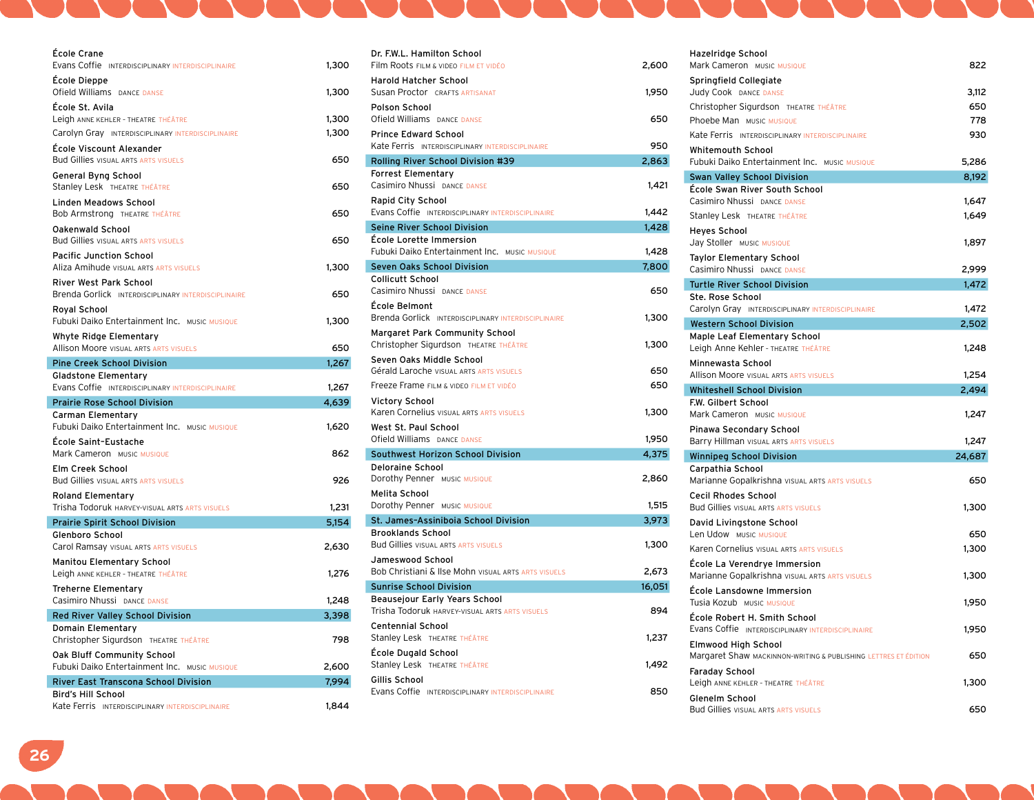| School / Artist | Discipline | Amount |
|---|---|---|
| **École Crane** | | |
| Evans Coffie | INTERDISCIPLINARY INTERDISCIPLINAIRE | 1,300 |
| **École Dieppe** | | |
| Ofield Williams | DANCE DANSE | 1,300 |
| **École St. Avila** | | |
| Leigh Anne Kehler | THEATRE THÉÂTRE | 1,300 |
| Carolyn Gray | INTERDISCIPLINARY INTERDISCIPLINAIRE | 1,300 |
| **École Viscount Alexander** | | |
| Bud Gillies | VISUAL ARTS ARTS VISUELS | 650 |
| **General Byng School** | | |
| Stanley Lesk | THEATRE THÉÂTRE | 650 |
| **Linden Meadows School** | | |
| Bob Armstrong | THEATRE THÉÂTRE | 650 |
| **Oakenwald School** | | |
| Bud Gillies | VISUAL ARTS ARTS VISUELS | 650 |
| **Pacific Junction School** | | |
| Aliza Amihude | VISUAL ARTS ARTS VISUELS | 1,300 |
| **River West Park School** | | |
| Brenda Gorlick | INTERDISCIPLINARY INTERDISCIPLINAIRE | 650 |
| **Royal School** | | |
| Fubuki Daiko Entertainment Inc. | MUSIC MUSIQUE | 1,300 |
| **Whyte Ridge Elementary** | | |
| Allison Moore | VISUAL ARTS ARTS VISUELS | 650 |
| **Pine Creek School Division** | | **1,267** |
| **Gladstone Elementary** | | |
| Evans Coffie | INTERDISCIPLINARY INTERDISCIPLINAIRE | 1,267 |
| **Prairie Rose School Division** | | **4,639** |
| **Carman Elementary** | | |
| Fubuki Daiko Entertainment Inc. | MUSIC MUSIQUE | 1,620 |
| **École Saint-Eustache** | | |
| Mark Cameron | MUSIC MUSIQUE | 862 |
| **Elm Creek School** | | |
| Bud Gillies | VISUAL ARTS ARTS VISUELS | 926 |
| **Roland Elementary** | | |
| Trisha Todoruk | HARVEY-VISUAL ARTS ARTS VISUELS | 1,231 |
| **Prairie Spirit School Division** | | **5,154** |
| **Glenboro School** | | |
| Carol Ramsay | VISUAL ARTS ARTS VISUELS | 2,630 |
| **Manitou Elementary School** | | |
| Leigh Anne Kehler | THEATRE THÉÂTRE | 1,276 |
| **Treherne Elementary** | | |
| Casimiro Nhussi | DANCE DANSE | 1,248 |
| **Red River Valley School Division** | | **3,398** |
| **Domain Elementary** | | |
| Christopher Sigurdson | THEATRE THÉÂTRE | 798 |
| **Oak Bluff Community School** | | |
| Fubuki Daiko Entertainment Inc. | MUSIC MUSIQUE | 2,600 |
| **River East Transcona School Division** | | **7,994** |
| **Bird's Hill School** | | |
| Kate Ferris | INTERDISCIPLINARY INTERDISCIPLINAIRE | 1,844 |
| **Dr. F.W.L. Hamilton School** | | |
| Film Roots | FILM & VIDEO FILM ET VIDÉO | 2,600 |
| **Harold Hatcher School** | | |
| Susan Proctor | CRAFTS ARTISANAT | 1,950 |
| **Polson School** | | |
| Ofield Williams | DANCE DANSE | 650 |
| **Prince Edward School** | | |
| Kate Ferris | INTERDISCIPLINARY INTERDISCIPLINAIRE | 950 |
| **Rolling River School Division #39** | | **2,863** |
| **Forrest Elementary** | | |
| Casimiro Nhussi | DANCE DANSE | 1,421 |
| **Rapid City School** | | |
| Evans Coffie | INTERDISCIPLINARY INTERDISCIPLINAIRE | 1,442 |
| **Seine River School Division** | | **1,428** |
| **École Lorette Immersion** | | |
| Fubuki Daiko Entertainment Inc. | MUSIC MUSIQUE | 1,428 |
| **Seven Oaks School Division** | | **7,800** |
| **Collicutt School** | | |
| Casimiro Nhussi | DANCE DANSE | 650 |
| **École Belmont** | | |
| Brenda Gorlick | INTERDISCIPLINARY INTERDISCIPLINAIRE | 1,300 |
| **Margaret Park Community School** | | |
| Christopher Sigurdson | THEATRE THÉÂTRE | 1,300 |
| **Seven Oaks Middle School** | | |
| Gérald Laroche | VISUAL ARTS ARTS VISUELS | 650 |
| Freeze Frame | FILM & VIDEO FILM ET VIDÉO | 650 |
| **Victory School** | | |
| Karen Cornelius | VISUAL ARTS ARTS VISUELS | 1,300 |
| **West St. Paul School** | | |
| Ofield Williams | DANCE DANSE | 1,950 |
| **Southwest Horizon School Division** | | **4,375** |
| **Deloraine School** | | |
| Dorothy Penner | MUSIC MUSIQUE | 2,860 |
| **Melita School** | | |
| Dorothy Penner | MUSIC MUSIQUE | 1,515 |
| **St. James-Assiniboia School Division** | | **3,973** |
| **Brooklands School** | | |
| Bud Gillies | VISUAL ARTS ARTS VISUELS | 1,300 |
| **Jameswood School** | | |
| Bob Christiani & Ilse Mohn | VISUAL ARTS ARTS VISUELS | 2,673 |
| **Sunrise School Division** | | **16,051** |
| **Beausejour Early Years School** | | |
| Trisha Todoruk | HARVEY-VISUAL ARTS ARTS VISUELS | 894 |
| **Centennial School** | | |
| Stanley Lesk | THEATRE THÉÂTRE | 1,237 |
| **École Dugald School** | | |
| Stanley Lesk | THEATRE THÉÂTRE | 1,492 |
| **Gillis School** | | |
| Evans Coffie | INTERDISCIPLINARY INTERDISCIPLINAIRE | 850 |
| **Hazelridge School** | | |
| Mark Cameron | MUSIC MUSIQUE | 822 |
| **Springfield Collegiate** | | |
| Judy Cook | DANCE DANSE | 3,112 |
| Christopher Sigurdson | THEATRE THÉÂTRE | 650 |
| Phoebe Man | MUSIC MUSIQUE | 778 |
| Kate Ferris | INTERDISCIPLINARY INTERDISCIPLINAIRE | 930 |
| **Whitemouth School** | | |
| Fubuki Daiko Entertainment Inc. | MUSIC MUSIQUE | 5,286 |
| **Swan Valley School Division** | | **8,192** |
| **École Swan River South School** | | |
| Casimiro Nhussi | DANCE DANSE | 1,647 |
| Stanley Lesk | THEATRE THÉÂTRE | 1,649 |
| **Heyes School** | | |
| Jay Stoller | MUSIC MUSIQUE | 1,897 |
| **Taylor Elementary School** | | |
| Casimiro Nhussi | DANCE DANSE | 2,999 |
| **Turtle River School Division** | | **1,472** |
| **Ste. Rose School** | | |
| Carolyn Gray | INTERDISCIPLINARY INTERDISCIPLINAIRE | 1,472 |
| **Western School Division** | | **2,502** |
| **Maple Leaf Elementary School** | | |
| Leigh Anne Kehler | THEATRE THÉÂTRE | 1,248 |
| **Minnewasta School** | | |
| Allison Moore | VISUAL ARTS ARTS VISUELS | 1,254 |
| **Whiteshell School Division** | | **2,494** |
| **F.W. Gilbert School** | | |
| Mark Cameron | MUSIC MUSIQUE | 1,247 |
| **Pinawa Secondary School** | | |
| Barry Hillman | VISUAL ARTS ARTS VISUELS | 1,247 |
| **Winnipeg School Division** | | **24,687** |
| **Carpathia School** | | |
| Marianne Gopalkrishna | VISUAL ARTS ARTS VISUELS | 650 |
| **Cecil Rhodes School** | | |
| Bud Gillies | VISUAL ARTS ARTS VISUELS | 1,300 |
| **David Livingstone School** | | |
| Len Udow | MUSIC MUSIQUE | 650 |
| Karen Cornelius | VISUAL ARTS ARTS VISUELS | 1,300 |
| **École La Verendrye Immersion** | | |
| Marianne Gopalkrishna | VISUAL ARTS ARTS VISUELS | 1,300 |
| **École Lansdowne Immersion** | | |
| Tusia Kozub | MUSIC MUSIQUE | 1,950 |
| **École Robert H. Smith School** | | |
| Evans Coffie | INTERDISCIPLINARY INTERDISCIPLINAIRE | 1,950 |
| **Elmwood High School** | | |
| Margaret Shaw | MACKINNON-WRITING & PUBLISHING LETTRES ET ÉDITION | 650 |
| **Faraday School** | | |
| Leigh Anne Kehler | THEATRE THÉÂTRE | 1,300 |
| **Glenelm School** | | |
| Bud Gillies | VISUAL ARTS ARTS VISUELS | 650 |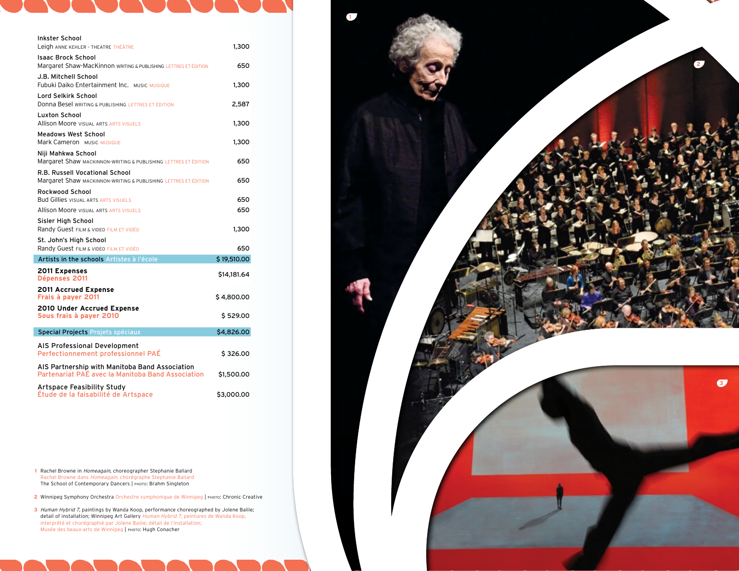| | |
|---|---|
| **Inkster School** | |
| Leigh ANNE KEHLER - THEATRE THÉÂTRE | 1,300 |
| **Isaac Brock School** | |
| Margaret Shaw-MacKinnon WRITING & PUBLISHING LETTRES ET ÉDITION | 650 |
| **J.B. Mitchell School** | |
| Fubuki Daiko Entertainment Inc. MUSIC MUSIQUE | 1,300 |
| **Lord Selkirk School** | |
| Donna Besel WRITING & PUBLISHING LETTRES ET ÉDITION | 2,587 |
| **Luxton School** | |
| Allison Moore VISUAL ARTS ARTS VISUELS | 1,300 |
| **Meadows West School** | |
| Mark Cameron MUSIC MUSIQUE | 1,300 |
| **Niji Mahkwa School** | |
| Margaret Shaw MACKINNON-WRITING & PUBLISHING LETTRES ET ÉDITION | 650 |
| **R.B. Russell Vocational School** | |
| Margaret Shaw MACKINNON-WRITING & PUBLISHING LETTRES ET ÉDITION | 650 |
| **Rockwood School** | |
| Bud Gillies VISUAL ARTS ARTS VISUELS | 650 |
| Allison Moore VISUAL ARTS ARTS VISUELS | 650 |
| **Sisler High School** | |
| Randy Guest FILM & VIDEO FILM ET VIDÉO | 1,300 |
| **St. John's High School** | |
| Randy Guest FILM & VIDEO FILM ET VIDÉO | 650 |
| **Artists in the schools Artistes à l'école** | **$ 19,510.00** |
| **2011 Expenses / Dépenses 2011** | $14,181.64 |
| **2011 Accrued Expense / Frais à payer 2011** | $ 4,800.00 |
| **2010 Under Accrued Expense / Sous frais à payer 2010** | $ 529.00 |
| **Special Projects Projets spéciaux** | **$4,826.00** |
| AIS Professional Development / Perfectionnement professionnel PAÉ | $ 326.00 |
| AIS Partnership with Manitoba Band Association / Partenariat PAÉ avec la Manitoba Band Association | $1,500.00 |
| Artspace Feasibility Study / Étude de la faisabilité de Artspace | $3,000.00 |

1 Rachel Browne in *Homeagain*, choreographer Stephanie Ballard
Rachel Browne dans *Homeagain*, chorégraphe Stephanie Ballard
The School of Contemporary Dancers | PHOTO: Brahm Singleton

2 Winnipeg Symphony Orchestra Orchestre symphonique de Winnipeg | PHOTO: Chronic Creative

3 *Human Hybrid 7*, paintings by Wanda Koop, performance choreographed by Jolene Bailie; detail of installation; Winnipeg Art Gallery *Human Hybrid 7*, peintures de Wanda Koop, interprété et chorégraphié par Jolene Bailie; détail de l'installation; Musée des beaux-arts de Winnipeg | PHOTO: Hugh Conacher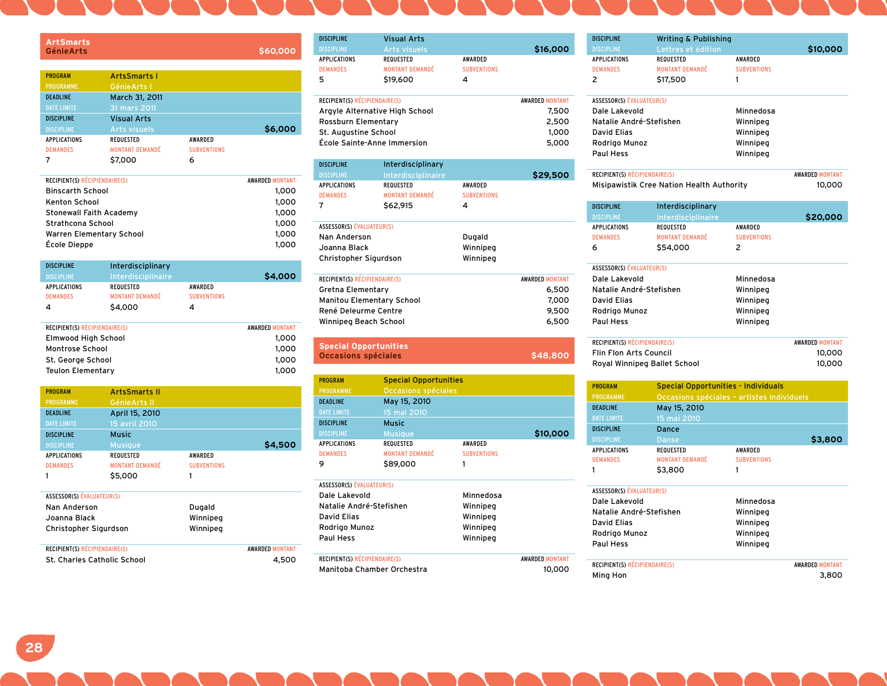## ArtSmarts / GénieArts — $60,000

### PROGRAM / PROGRAMME: ArtsSmarts I / GénieArts I

DEADLINE / DATE LIMITE: March 31, 2011 / 31 mars 2011

#### DISCIPLINE: Visual Arts / Arts visuels — $6,000

| APPLICATIONS / DEMANDES | REQUESTED / MONTANT DEMANDÉ | AWARDED / SUBVENTIONS |
|---|---|---|
| 7 | $7,000 | 6 |

| RECIPIENT(S) / RÉCIPIENDAIRE(S) | AWARDED / MONTANT |
|---|---|
| Binscarth School | 1,000 |
| Kenton School | 1,000 |
| Stonewall Faith Academy | 1,000 |
| Strathcona School | 1,000 |
| Warren Elementary School | 1,000 |
| École Dieppe | 1,000 |

#### DISCIPLINE: Interdisciplinary / Interdisciplinaire — $4,000

| APPLICATIONS / DEMANDES | REQUESTED / MONTANT DEMANDÉ | AWARDED / SUBVENTIONS |
|---|---|---|
| 4 | $4,000 | 4 |

| RECIPIENT(S) / RÉCIPIENDAIRE(S) | AWARDED / MONTANT |
|---|---|
| Elmwood High School | 1,000 |
| Montrose School | 1,000 |
| St. George School | 1,000 |
| Teulon Elementary | 1,000 |

### PROGRAM / PROGRAMME: ArtsSmarts II / GénieArts II

DEADLINE / DATE LIMITE: April 15, 2010 / 15 avril 2010

#### DISCIPLINE: Music / Musique — $4,500

| APPLICATIONS / DEMANDES | REQUESTED / MONTANT DEMANDÉ | AWARDED / SUBVENTIONS |
|---|---|---|
| 1 | $5,000 | 1 |

| ASSESSOR(S) / ÉVALUATEUR(S) | |
|---|---|
| Nan Anderson | Dugald |
| Joanna Black | Winnipeg |
| Christopher Sigurdson | Winnipeg |

| RECIPIENT(S) / RÉCIPIENDAIRE(S) | AWARDED / MONTANT |
|---|---|
| St. Charles Catholic School | 4,500 |

#### DISCIPLINE: Visual Arts / Arts visuels — $16,000

| APPLICATIONS / DEMANDES | REQUESTED / MONTANT DEMANDÉ | AWARDED / SUBVENTIONS |
|---|---|---|
| 5 | $19,600 | 4 |

| RECIPIENT(S) / RÉCIPIENDAIRE(S) | AWARDED / MONTANT |
|---|---|
| Argyle Alternative High School | 7,500 |
| Rossburn Elementary | 2,500 |
| St. Augustine School | 1,000 |
| École Sainte-Anne Immersion | 5,000 |

#### DISCIPLINE: Interdisciplinary / Interdisciplinaire — $29,500

| APPLICATIONS / DEMANDES | REQUESTED / MONTANT DEMANDÉ | AWARDED / SUBVENTIONS |
|---|---|---|
| 7 | $62,915 | 4 |

| ASSESSOR(S) / ÉVALUATEUR(S) | |
|---|---|
| Nan Anderson | Dugald |
| Joanna Black | Winnipeg |
| Christopher Sigurdson | Winnipeg |

| RECIPIENT(S) / RÉCIPIENDAIRE(S) | AWARDED / MONTANT |
|---|---|
| Gretna Elementary | 6,500 |
| Manitou Elementary School | 7,000 |
| René Deleurme Centre | 9,500 |
| Winnipeg Beach School | 6,500 |

## Special Opportunities / Occasions spéciales — $48,800

### PROGRAM / PROGRAMME: Special Opportunities / Occasions spéciales

DEADLINE / DATE LIMITE: May 15, 2010 / 15 mai 2010

#### DISCIPLINE: Music / Musique — $10,000

| APPLICATIONS / DEMANDES | REQUESTED / MONTANT DEMANDÉ | AWARDED / SUBVENTIONS |
|---|---|---|
| 9 | $89,000 | 1 |

| ASSESSOR(S) / ÉVALUATEUR(S) | |
|---|---|
| Dale Lakevold | Minnedosa |
| Natalie André-Stefishen | Winnipeg |
| David Elias | Winnipeg |
| Rodrigo Munoz | Winnipeg |
| Paul Hess | Winnipeg |

| RECIPIENT(S) / RÉCIPIENDAIRE(S) | AWARDED / MONTANT |
|---|---|
| Manitoba Chamber Orchestra | 10,000 |

#### DISCIPLINE: Writing & Publishing / Lettres et édition — $10,000

| APPLICATIONS / DEMANDES | REQUESTED / MONTANT DEMANDÉ | AWARDED / SUBVENTIONS |
|---|---|---|
| 2 | $17,500 | 1 |

| ASSESSOR(S) / ÉVALUATEUR(S) | |
|---|---|
| Dale Lakevold | Minnedosa |
| Natalie André-Stefishen | Winnipeg |
| David Elias | Winnipeg |
| Rodrigo Munoz | Winnipeg |
| Paul Hess | Winnipeg |

| RECIPIENT(S) / RÉCIPIENDAIRE(S) | AWARDED / MONTANT |
|---|---|
| Misipawistik Cree Nation Health Authority | 10,000 |

#### DISCIPLINE: Interdisciplinary / Interdisciplinaire — $20,000

| APPLICATIONS / DEMANDES | REQUESTED / MONTANT DEMANDÉ | AWARDED / SUBVENTIONS |
|---|---|---|
| 6 | $54,000 | 2 |

| ASSESSOR(S) / ÉVALUATEUR(S) | |
|---|---|
| Dale Lakevold | Minnedosa |
| Natalie André-Stefishen | Winnipeg |
| David Elias | Winnipeg |
| Rodrigo Munoz | Winnipeg |
| Paul Hess | Winnipeg |

| RECIPIENT(S) / RÉCIPIENDAIRE(S) | AWARDED / MONTANT |
|---|---|
| Flin Flon Arts Council | 10,000 |
| Royal Winnipeg Ballet School | 10,000 |

### PROGRAM / PROGRAMME: Special Opportunities - Individuals / Occasions spéciales - artistes individuels

DEADLINE / DATE LIMITE: May 15, 2010 / 15 mai 2010

#### DISCIPLINE: Dance / Danse — $3,800

| APPLICATIONS / DEMANDES | REQUESTED / MONTANT DEMANDÉ | AWARDED / SUBVENTIONS |
|---|---|---|
| 1 | $3,800 | 1 |

| ASSESSOR(S) / ÉVALUATEUR(S) | |
|---|---|
| Dale Lakevold | Minnedosa |
| Natalie André-Stefishen | Winnipeg |
| David Elias | Winnipeg |
| Rodrigo Munoz | Winnipeg |
| Paul Hess | Winnipeg |

| RECIPIENT(S) / RÉCIPIENDAIRE(S) | AWARDED / MONTANT |
|---|---|
| Ming Hon | 3,800 |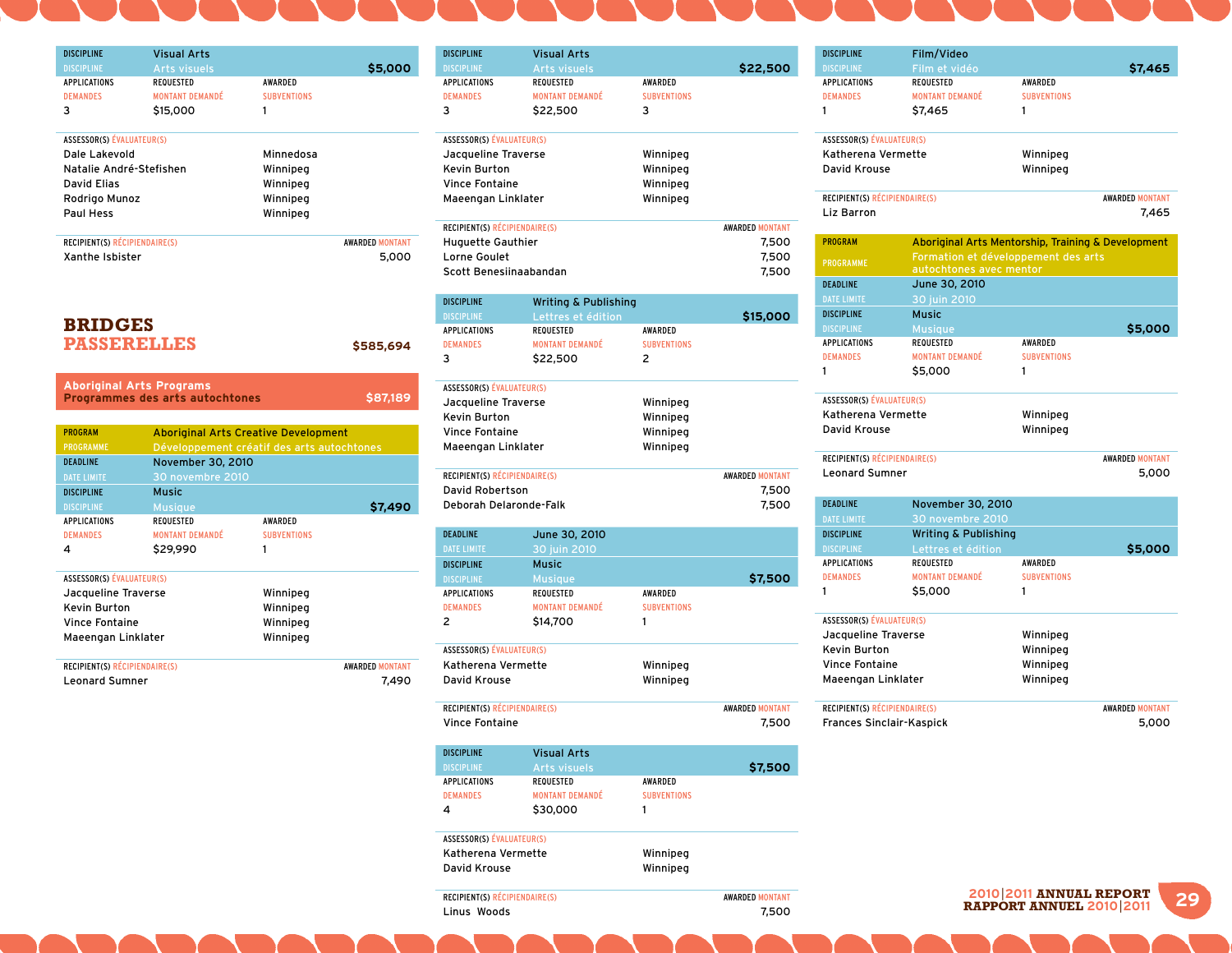| DISCIPLINE / DISCIPLINE | Visual Arts / Arts visuels | $5,000 |
|---|---|---|
| APPLICATIONS / DEMANDES | REQUESTED / MONTANT DEMANDÉ | AWARDED / SUBVENTIONS |
| 3 | $15,000 | 1 |

ASSESSOR(S) ÉVALUATEUR(S)

| | |
|---|---|
| Dale Lakevold | Minnedosa |
| Natalie André-Stefishen | Winnipeg |
| David Elias | Winnipeg |
| Rodrigo Munoz | Winnipeg |
| Paul Hess | Winnipeg |

| RECIPIENT(S) RÉCIPIENDAIRE(S) | AWARDED MONTANT |
|---|---|
| Xanthe Isbister | 5,000 |

# BRIDGES PASSERELLES — $585,694

## Aboriginal Arts Programs / Programmes des arts autochtones — $87,189

### PROGRAM / PROGRAMME: Aboriginal Arts Creative Development / Développement créatif des arts autochtones

DEADLINE / DATE LIMITE: November 30, 2010 / 30 novembre 2010

| DISCIPLINE / DISCIPLINE | Music / Musique | $7,490 |
|---|---|---|
| APPLICATIONS / DEMANDES | REQUESTED / MONTANT DEMANDÉ | AWARDED / SUBVENTIONS |
| 4 | $29,990 | 1 |

ASSESSOR(S) ÉVALUATEUR(S)

| | |
|---|---|
| Jacqueline Traverse | Winnipeg |
| Kevin Burton | Winnipeg |
| Vince Fontaine | Winnipeg |
| Maeengan Linklater | Winnipeg |

| RECIPIENT(S) RÉCIPIENDAIRE(S) | AWARDED MONTANT |
|---|---|
| Leonard Sumner | 7,490 |

| DISCIPLINE / DISCIPLINE | Visual Arts / Arts visuels | $22,500 |
|---|---|---|
| APPLICATIONS / DEMANDES | REQUESTED / MONTANT DEMANDÉ | AWARDED / SUBVENTIONS |
| 3 | $22,500 | 3 |

ASSESSOR(S) ÉVALUATEUR(S)

| | |
|---|---|
| Jacqueline Traverse | Winnipeg |
| Kevin Burton | Winnipeg |
| Vince Fontaine | Winnipeg |
| Maeengan Linklater | Winnipeg |

| RECIPIENT(S) RÉCIPIENDAIRE(S) | AWARDED MONTANT |
|---|---|
| Huguette Gauthier | 7,500 |
| Lorne Goulet | 7,500 |
| Scott Benesiinaabandan | 7,500 |

| DISCIPLINE / DISCIPLINE | Writing & Publishing / Lettres et édition | $15,000 |
|---|---|---|
| APPLICATIONS / DEMANDES | REQUESTED / MONTANT DEMANDÉ | AWARDED / SUBVENTIONS |
| 3 | $22,500 | 2 |

ASSESSOR(S) ÉVALUATEUR(S)

| | |
|---|---|
| Jacqueline Traverse | Winnipeg |
| Kevin Burton | Winnipeg |
| Vince Fontaine | Winnipeg |
| Maeengan Linklater | Winnipeg |

| RECIPIENT(S) RÉCIPIENDAIRE(S) | AWARDED MONTANT |
|---|---|
| David Robertson | 7,500 |
| Deborah Delaronde-Falk | 7,500 |

DEADLINE / DATE LIMITE: June 30, 2010 / 30 juin 2010

| DISCIPLINE / DISCIPLINE | Music / Musique | $7,500 |
|---|---|---|
| APPLICATIONS / DEMANDES | REQUESTED / MONTANT DEMANDÉ | AWARDED / SUBVENTIONS |
| 2 | $14,700 | 1 |

ASSESSOR(S) ÉVALUATEUR(S)

| | |
|---|---|
| Katherena Vermette | Winnipeg |
| David Krouse | Winnipeg |

| RECIPIENT(S) RÉCIPIENDAIRE(S) | AWARDED MONTANT |
|---|---|
| Vince Fontaine | 7,500 |

| DISCIPLINE / DISCIPLINE | Visual Arts / Arts visuels | $7,500 |
|---|---|---|
| APPLICATIONS / DEMANDES | REQUESTED / MONTANT DEMANDÉ | AWARDED / SUBVENTIONS |
| 4 | $30,000 | 1 |

ASSESSOR(S) ÉVALUATEUR(S)

| | |
|---|---|
| Katherena Vermette | Winnipeg |
| David Krouse | Winnipeg |

| RECIPIENT(S) RÉCIPIENDAIRE(S) | AWARDED MONTANT |
|---|---|
| Linus Woods | 7,500 |

| DISCIPLINE / DISCIPLINE | Film/Video / Film et vidéo | $7,465 |
|---|---|---|
| APPLICATIONS / DEMANDES | REQUESTED / MONTANT DEMANDÉ | AWARDED / SUBVENTIONS |
| 1 | $7,465 | 1 |

ASSESSOR(S) ÉVALUATEUR(S)

| | |
|---|---|
| Katherena Vermette | Winnipeg |
| David Krouse | Winnipeg |

| RECIPIENT(S) RÉCIPIENDAIRE(S) | AWARDED MONTANT |
|---|---|
| Liz Barron | 7,465 |

### PROGRAM / PROGRAMME: Aboriginal Arts Mentorship, Training & Development / Formation et développement des arts autochtones avec mentor

DEADLINE / DATE LIMITE: June 30, 2010 / 30 juin 2010

| DISCIPLINE / DISCIPLINE | Music / Musique | $5,000 |
|---|---|---|
| APPLICATIONS / DEMANDES | REQUESTED / MONTANT DEMANDÉ | AWARDED / SUBVENTIONS |
| 1 | $5,000 | 1 |

ASSESSOR(S) ÉVALUATEUR(S)

| | |
|---|---|
| Katherena Vermette | Winnipeg |
| David Krouse | Winnipeg |

| RECIPIENT(S) RÉCIPIENDAIRE(S) | AWARDED MONTANT |
|---|---|
| Leonard Sumner | 5,000 |

DEADLINE / DATE LIMITE: November 30, 2010 / 30 novembre 2010

| DISCIPLINE / DISCIPLINE | Writing & Publishing / Lettres et édition | $5,000 |
|---|---|---|
| APPLICATIONS / DEMANDES | REQUESTED / MONTANT DEMANDÉ | AWARDED / SUBVENTIONS |
| 1 | $5,000 | 1 |

ASSESSOR(S) ÉVALUATEUR(S)

| | |
|---|---|
| Jacqueline Traverse | Winnipeg |
| Kevin Burton | Winnipeg |
| Vince Fontaine | Winnipeg |
| Maeengan Linklater | Winnipeg |

| RECIPIENT(S) RÉCIPIENDAIRE(S) | AWARDED MONTANT |
|---|---|
| Frances Sinclair-Kaspick | 5,000 |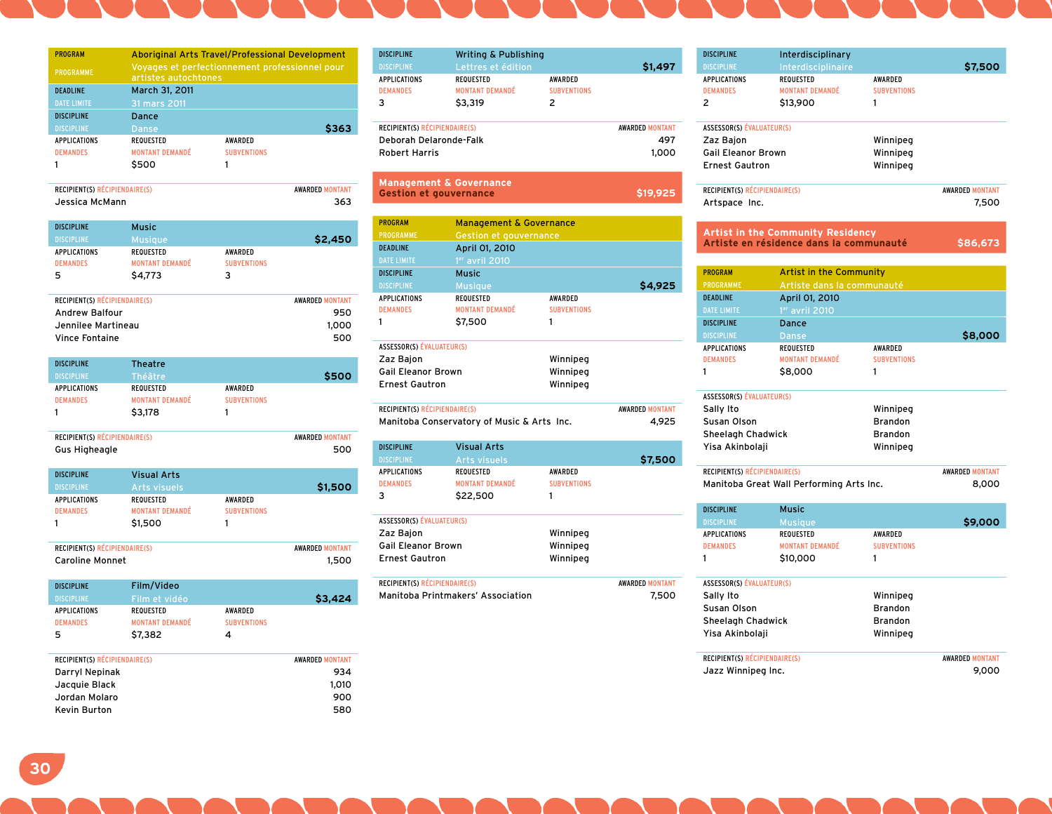| PROGRAM / PROGRAMME | Aboriginal Arts Travel/Professional Development / Voyages et perfectionnement professionnel pour artistes autochtones | |
|---|---|---|
| DEADLINE / DATE LIMITE | March 31, 2011 / 31 mars 2011 | |

**DISCIPLINE:** Dance / Danse — **$363**

| APPLICATIONS / DEMANDES | REQUESTED / MONTANT DEMANDÉ | AWARDED / SUBVENTIONS |
|---|---|---|
| 1 | $500 | 1 |

| RECIPIENT(S) / RÉCIPIENDAIRE(S) | AWARDED / MONTANT |
|---|---|
| Jessica McMann | 363 |

**DISCIPLINE:** Music / Musique — **$2,450**

| APPLICATIONS / DEMANDES | REQUESTED / MONTANT DEMANDÉ | AWARDED / SUBVENTIONS |
|---|---|---|
| 5 | $4,773 | 3 |

| RECIPIENT(S) / RÉCIPIENDAIRE(S) | AWARDED / MONTANT |
|---|---|
| Andrew Balfour | 950 |
| Jennilee Martineau | 1,000 |
| Vince Fontaine | 500 |

**DISCIPLINE:** Theatre / Théâtre — **$500**

| APPLICATIONS / DEMANDES | REQUESTED / MONTANT DEMANDÉ | AWARDED / SUBVENTIONS |
|---|---|---|
| 1 | $3,178 | 1 |

| RECIPIENT(S) / RÉCIPIENDAIRE(S) | AWARDED / MONTANT |
|---|---|
| Gus Higheagle | 500 |

**DISCIPLINE:** Visual Arts / Arts visuels — **$1,500**

| APPLICATIONS / DEMANDES | REQUESTED / MONTANT DEMANDÉ | AWARDED / SUBVENTIONS |
|---|---|---|
| 1 | $1,500 | 1 |

| RECIPIENT(S) / RÉCIPIENDAIRE(S) | AWARDED / MONTANT |
|---|---|
| Caroline Monnet | 1,500 |

**DISCIPLINE:** Film/Video / Film et vidéo — **$3,424**

| APPLICATIONS / DEMANDES | REQUESTED / MONTANT DEMANDÉ | AWARDED / SUBVENTIONS |
|---|---|---|
| 5 | $7,382 | 4 |

| RECIPIENT(S) / RÉCIPIENDAIRE(S) | AWARDED / MONTANT |
|---|---|
| Darryl Nepinak | 934 |
| Jacquie Black | 1,010 |
| Jordan Molaro | 900 |
| Kevin Burton | 580 |

**DISCIPLINE:** Writing & Publishing / Lettres et édition — **$1,497**

| APPLICATIONS / DEMANDES | REQUESTED / MONTANT DEMANDÉ | AWARDED / SUBVENTIONS |
|---|---|---|
| 3 | $3,319 | 2 |

| RECIPIENT(S) / RÉCIPIENDAIRE(S) | AWARDED / MONTANT |
|---|---|
| Deborah Delaronde-Falk | 497 |
| Robert Harris | 1,000 |

## Management & Governance / Gestion et gouvernance — $19,925

| PROGRAM / PROGRAMME | Management & Governance / Gestion et gouvernance |
|---|---|
| DEADLINE / DATE LIMITE | April 01, 2010 / 1er avril 2010 |

**DISCIPLINE:** Music / Musique — **$4,925**

| APPLICATIONS / DEMANDES | REQUESTED / MONTANT DEMANDÉ | AWARDED / SUBVENTIONS |
|---|---|---|
| 1 | $7,500 | 1 |

| ASSESSOR(S) / ÉVALUATEUR(S) | |
|---|---|
| Zaz Bajon | Winnipeg |
| Gail Eleanor Brown | Winnipeg |
| Ernest Gautron | Winnipeg |

| RECIPIENT(S) / RÉCIPIENDAIRE(S) | AWARDED / MONTANT |
|---|---|
| Manitoba Conservatory of Music & Arts Inc. | 4,925 |

**DISCIPLINE:** Visual Arts / Arts visuels — **$7,500**

| APPLICATIONS / DEMANDES | REQUESTED / MONTANT DEMANDÉ | AWARDED / SUBVENTIONS |
|---|---|---|
| 3 | $22,500 | 1 |

| ASSESSOR(S) / ÉVALUATEUR(S) | |
|---|---|
| Zaz Bajon | Winnipeg |
| Gail Eleanor Brown | Winnipeg |
| Ernest Gautron | Winnipeg |

| RECIPIENT(S) / RÉCIPIENDAIRE(S) | AWARDED / MONTANT |
|---|---|
| Manitoba Printmakers' Association | 7,500 |

**DISCIPLINE:** Interdisciplinary / Interdisciplinaire — **$7,500**

| APPLICATIONS / DEMANDES | REQUESTED / MONTANT DEMANDÉ | AWARDED / SUBVENTIONS |
|---|---|---|
| 2 | $13,900 | 1 |

| ASSESSOR(S) / ÉVALUATEUR(S) | |
|---|---|
| Zaz Bajon | Winnipeg |
| Gail Eleanor Brown | Winnipeg |
| Ernest Gautron | Winnipeg |

| RECIPIENT(S) / RÉCIPIENDAIRE(S) | AWARDED / MONTANT |
|---|---|
| Artspace Inc. | 7,500 |

## Artist in the Community Residency / Artiste en résidence dans la communauté — $86,673

| PROGRAM / PROGRAMME | Artist in the Community / Artiste dans la communauté |
|---|---|
| DEADLINE / DATE LIMITE | April 01, 2010 / 1er avril 2010 |

**DISCIPLINE:** Dance / Danse — **$8,000**

| APPLICATIONS / DEMANDES | REQUESTED / MONTANT DEMANDÉ | AWARDED / SUBVENTIONS |
|---|---|---|
| 1 | $8,000 | 1 |

| ASSESSOR(S) / ÉVALUATEUR(S) | |
|---|---|
| Sally Ito | Winnipeg |
| Susan Olson | Brandon |
| Sheelagh Chadwick | Brandon |
| Yisa Akinbolaji | Winnipeg |

| RECIPIENT(S) / RÉCIPIENDAIRE(S) | AWARDED / MONTANT |
|---|---|
| Manitoba Great Wall Performing Arts Inc. | 8,000 |

**DISCIPLINE:** Music / Musique — **$9,000**

| APPLICATIONS / DEMANDES | REQUESTED / MONTANT DEMANDÉ | AWARDED / SUBVENTIONS |
|---|---|---|
| 1 | $10,000 | 1 |

| ASSESSOR(S) / ÉVALUATEUR(S) | |
|---|---|
| Sally Ito | Winnipeg |
| Susan Olson | Brandon |
| Sheelagh Chadwick | Brandon |
| Yisa Akinbolaji | Winnipeg |

| RECIPIENT(S) / RÉCIPIENDAIRE(S) | AWARDED / MONTANT |
|---|---|
| Jazz Winnipeg Inc. | 9,000 |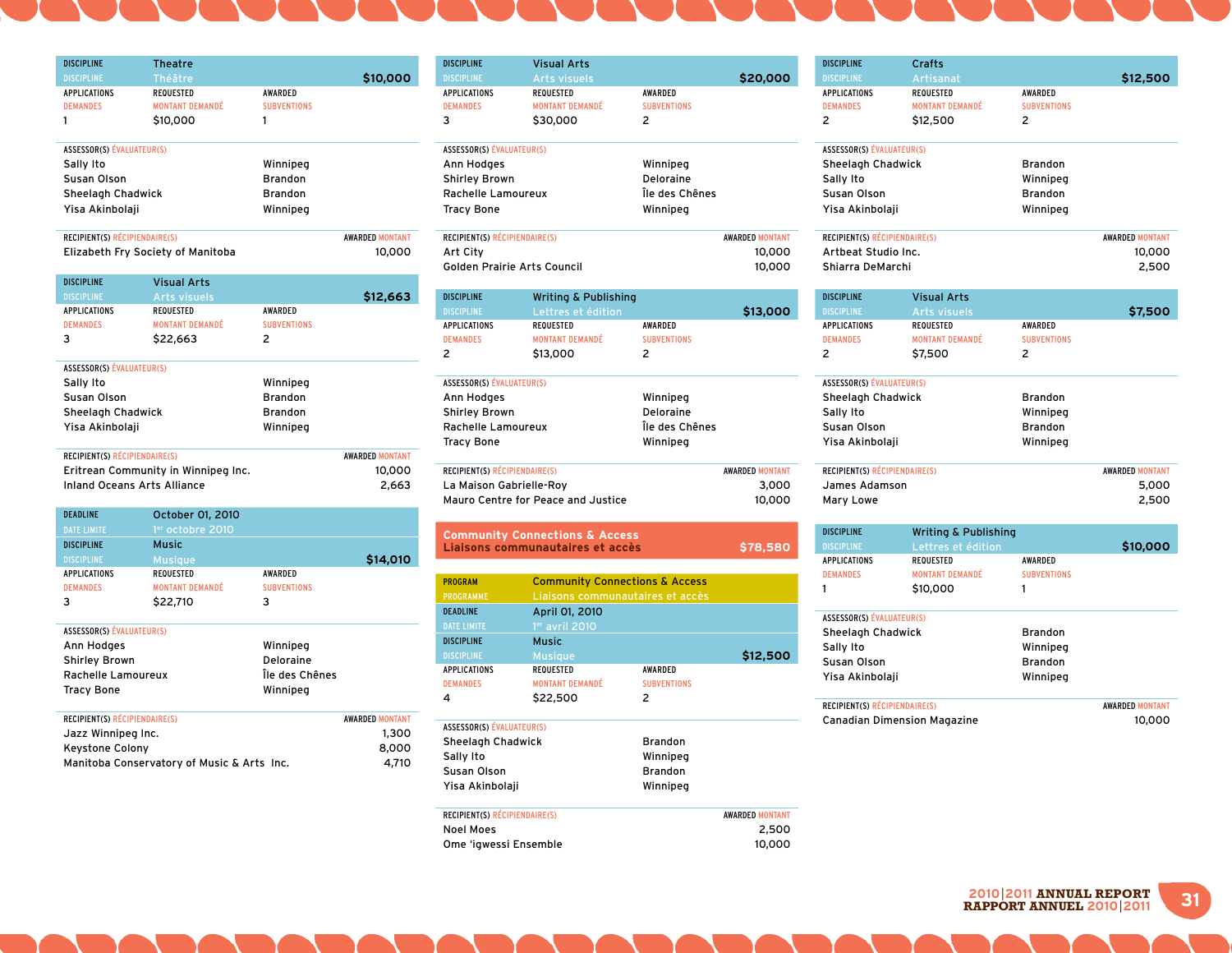| DISCIPLINE | Theatre | | |
| --- | --- | --- | --- |
| DISCIPLINE | Théâtre | | $10,000 |
| APPLICATIONS / DEMANDES | REQUESTED / MONTANT DEMANDÉ | AWARDED / SUBVENTIONS | |
| 1 | $10,000 | 1 | |

ASSESSOR(S) ÉVALUATEUR(S)

| | |
| --- | --- |
| Sally Ito | Winnipeg |
| Susan Olson | Brandon |
| Sheelagh Chadwick | Brandon |
| Yisa Akinbolaji | Winnipeg |

| RECIPIENT(S) RÉCIPIENDAIRE(S) | AWARDED MONTANT |
| --- | --- |
| Elizabeth Fry Society of Manitoba | 10,000 |

| DISCIPLINE | Visual Arts | | |
| --- | --- | --- | --- |
| DISCIPLINE | Arts visuels | | $12,663 |
| APPLICATIONS / DEMANDES | REQUESTED / MONTANT DEMANDÉ | AWARDED / SUBVENTIONS | |
| 3 | $22,663 | 2 | |

ASSESSOR(S) ÉVALUATEUR(S)

| | |
| --- | --- |
| Sally Ito | Winnipeg |
| Susan Olson | Brandon |
| Sheelagh Chadwick | Brandon |
| Yisa Akinbolaji | Winnipeg |

| RECIPIENT(S) RÉCIPIENDAIRE(S) | AWARDED MONTANT |
| --- | --- |
| Eritrean Community in Winnipeg Inc. | 10,000 |
| Inland Oceans Arts Alliance | 2,663 |

| DEADLINE / DATE LIMITE | October 01, 2010 / 1er octobre 2010 | | |
| --- | --- | --- | --- |
| DISCIPLINE | Music | | |
| DISCIPLINE | Musique | | $14,010 |
| APPLICATIONS / DEMANDES | REQUESTED / MONTANT DEMANDÉ | AWARDED / SUBVENTIONS | |
| 3 | $22,710 | 3 | |

ASSESSOR(S) ÉVALUATEUR(S)

| | |
| --- | --- |
| Ann Hodges | Winnipeg |
| Shirley Brown | Deloraine |
| Rachelle Lamoureux | Île des Chênes |
| Tracy Bone | Winnipeg |

| RECIPIENT(S) RÉCIPIENDAIRE(S) | AWARDED MONTANT |
| --- | --- |
| Jazz Winnipeg Inc. | 1,300 |
| Keystone Colony | 8,000 |
| Manitoba Conservatory of Music & Arts Inc. | 4,710 |

| DISCIPLINE | Visual Arts | | |
| --- | --- | --- | --- |
| DISCIPLINE | Arts visuels | | $20,000 |
| APPLICATIONS / DEMANDES | REQUESTED / MONTANT DEMANDÉ | AWARDED / SUBVENTIONS | |
| 3 | $30,000 | 2 | |

ASSESSOR(S) ÉVALUATEUR(S)

| | |
| --- | --- |
| Ann Hodges | Winnipeg |
| Shirley Brown | Deloraine |
| Rachelle Lamoureux | Île des Chênes |
| Tracy Bone | Winnipeg |

| RECIPIENT(S) RÉCIPIENDAIRE(S) | AWARDED MONTANT |
| --- | --- |
| Art City | 10,000 |
| Golden Prairie Arts Council | 10,000 |

| DISCIPLINE | Writing & Publishing | | |
| --- | --- | --- | --- |
| DISCIPLINE | Lettres et édition | | $13,000 |
| APPLICATIONS / DEMANDES | REQUESTED / MONTANT DEMANDÉ | AWARDED / SUBVENTIONS | |
| 2 | $13,000 | 2 | |

ASSESSOR(S) ÉVALUATEUR(S)

| | |
| --- | --- |
| Ann Hodges | Winnipeg |
| Shirley Brown | Deloraine |
| Rachelle Lamoureux | Île des Chênes |
| Tracy Bone | Winnipeg |

| RECIPIENT(S) RÉCIPIENDAIRE(S) | AWARDED MONTANT |
| --- | --- |
| La Maison Gabrielle-Roy | 3,000 |
| Mauro Centre for Peace and Justice | 10,000 |

## Community Connections & Access / Liaisons communautaires et accès — $78,580

| PROGRAM / PROGRAMME | Community Connections & Access / Liaisons communautaires et accès | | |
| --- | --- | --- | --- |
| DEADLINE / DATE LIMITE | April 01, 2010 / 1er avril 2010 | | |
| DISCIPLINE | Music | | |
| DISCIPLINE | Musique | | $12,500 |
| APPLICATIONS / DEMANDES | REQUESTED / MONTANT DEMANDÉ | AWARDED / SUBVENTIONS | |
| 4 | $22,500 | 2 | |

ASSESSOR(S) ÉVALUATEUR(S)

| | |
| --- | --- |
| Sheelagh Chadwick | Brandon |
| Sally Ito | Winnipeg |
| Susan Olson | Brandon |
| Yisa Akinbolaji | Winnipeg |

| RECIPIENT(S) RÉCIPIENDAIRE(S) | AWARDED MONTANT |
| --- | --- |
| Noel Moes | 2,500 |
| Ome 'igwessi Ensemble | 10,000 |

| DISCIPLINE | Crafts | | |
| --- | --- | --- | --- |
| DISCIPLINE | Artisanat | | $12,500 |
| APPLICATIONS / DEMANDES | REQUESTED / MONTANT DEMANDÉ | AWARDED / SUBVENTIONS | |
| 2 | $12,500 | 2 | |

ASSESSOR(S) ÉVALUATEUR(S)

| | |
| --- | --- |
| Sheelagh Chadwick | Brandon |
| Sally Ito | Winnipeg |
| Susan Olson | Brandon |
| Yisa Akinbolaji | Winnipeg |

| RECIPIENT(S) RÉCIPIENDAIRE(S) | AWARDED MONTANT |
| --- | --- |
| Artbeat Studio Inc. | 10,000 |
| Shiarra DeMarchi | 2,500 |

| DISCIPLINE | Visual Arts | | |
| --- | --- | --- | --- |
| DISCIPLINE | Arts visuels | | $7,500 |
| APPLICATIONS / DEMANDES | REQUESTED / MONTANT DEMANDÉ | AWARDED / SUBVENTIONS | |
| 2 | $7,500 | 2 | |

ASSESSOR(S) ÉVALUATEUR(S)

| | |
| --- | --- |
| Sheelagh Chadwick | Brandon |
| Sally Ito | Winnipeg |
| Susan Olson | Brandon |
| Yisa Akinbolaji | Winnipeg |

| RECIPIENT(S) RÉCIPIENDAIRE(S) | AWARDED MONTANT |
| --- | --- |
| James Adamson | 5,000 |
| Mary Lowe | 2,500 |

| DISCIPLINE | Writing & Publishing | | |
| --- | --- | --- | --- |
| DISCIPLINE | Lettres et édition | | $10,000 |
| APPLICATIONS / DEMANDES | REQUESTED / MONTANT DEMANDÉ | AWARDED / SUBVENTIONS | |
| 1 | $10,000 | 1 | |

ASSESSOR(S) ÉVALUATEUR(S)

| | |
| --- | --- |
| Sheelagh Chadwick | Brandon |
| Sally Ito | Winnipeg |
| Susan Olson | Brandon |
| Yisa Akinbolaji | Winnipeg |

| RECIPIENT(S) RÉCIPIENDAIRE(S) | AWARDED MONTANT |
| --- | --- |
| Canadian Dimension Magazine | 10,000 |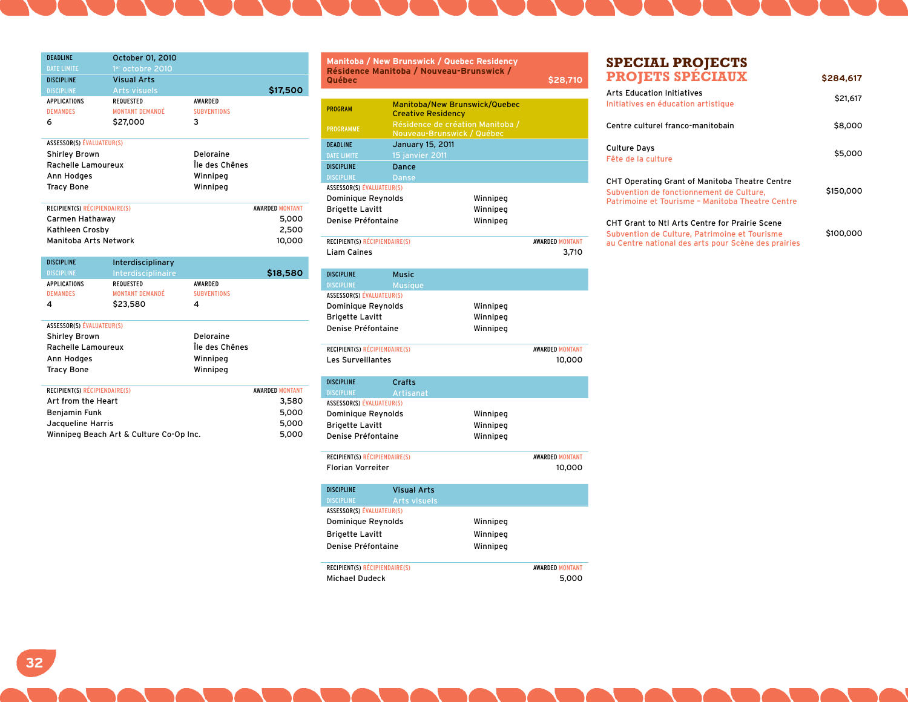| | |
|---|---|
| DEADLINE / DATE LIMITE | October 01, 2010 / 1er octobre 2010 |
| DISCIPLINE / DISCIPLINE | Visual Arts / Arts visuels |

**$17,500**

| APPLICATIONS / DEMANDES | REQUESTED / MONTANT DEMANDÉ | AWARDED / SUBVENTIONS |
|---|---|---|
| 6 | $27,000 | 3 |

ASSESSOR(S) ÉVALUATEUR(S)

| | |
|---|---|
| Shirley Brown | Deloraine |
| Rachelle Lamoureux | Île des Chênes |
| Ann Hodges | Winnipeg |
| Tracy Bone | Winnipeg |

| RECIPIENT(S) RÉCIPIENDAIRE(S) | AWARDED MONTANT |
|---|---|
| Carmen Hathaway | 5,000 |
| Kathleen Crosby | 2,500 |
| Manitoba Arts Network | 10,000 |

| | |
|---|---|
| DISCIPLINE / DISCIPLINE | Interdisciplinary / Interdisciplinaire |

**$18,580**

| APPLICATIONS / DEMANDES | REQUESTED / MONTANT DEMANDÉ | AWARDED / SUBVENTIONS |
|---|---|---|
| 4 | $23,580 | 4 |

ASSESSOR(S) ÉVALUATEUR(S)

| | |
|---|---|
| Shirley Brown | Deloraine |
| Rachelle Lamoureux | Île des Chênes |
| Ann Hodges | Winnipeg |
| Tracy Bone | Winnipeg |

| RECIPIENT(S) RÉCIPIENDAIRE(S) | AWARDED MONTANT |
|---|---|
| Art from the Heart | 3,580 |
| Benjamin Funk | 5,000 |
| Jacqueline Harris | 5,000 |
| Winnipeg Beach Art & Culture Co-Op Inc. | 5,000 |

## Manitoba / New Brunswick / Quebec Residency
## Résidence Manitoba / Nouveau-Brunswick / Québec

**$28,710**

| | |
|---|---|
| PROGRAM / PROGRAMME | Manitoba/New Brunswick/Quebec Creative Residency / Résidence de création Manitoba / Nouveau-Brunswick / Québec |
| DEADLINE / DATE LIMITE | January 15, 2011 / 15 janvier 2011 |
| DISCIPLINE / DISCIPLINE | Dance / Danse |

ASSESSOR(S) ÉVALUATEUR(S)

| | |
|---|---|
| Dominique Reynolds | Winnipeg |
| Brigette Lavitt | Winnipeg |
| Denise Préfontaine | Winnipeg |

| RECIPIENT(S) RÉCIPIENDAIRE(S) | AWARDED MONTANT |
|---|---|
| Liam Caines | 3,710 |

| | |
|---|---|
| DISCIPLINE / DISCIPLINE | Music / Musique |

ASSESSOR(S) ÉVALUATEUR(S)

| | |
|---|---|
| Dominique Reynolds | Winnipeg |
| Brigette Lavitt | Winnipeg |
| Denise Préfontaine | Winnipeg |

| RECIPIENT(S) RÉCIPIENDAIRE(S) | AWARDED MONTANT |
|---|---|
| Les Surveillantes | 10,000 |

| | |
|---|---|
| DISCIPLINE / DISCIPLINE | Crafts / Artisanat |

ASSESSOR(S) ÉVALUATEUR(S)

| | |
|---|---|
| Dominique Reynolds | Winnipeg |
| Brigette Lavitt | Winnipeg |
| Denise Préfontaine | Winnipeg |

| RECIPIENT(S) RÉCIPIENDAIRE(S) | AWARDED MONTANT |
|---|---|
| Florian Vorreiter | 10,000 |

| | |
|---|---|
| DISCIPLINE / DISCIPLINE | Visual Arts / Arts visuels |

ASSESSOR(S) ÉVALUATEUR(S)

| | |
|---|---|
| Dominique Reynolds | Winnipeg |
| Brigette Lavitt | Winnipeg |
| Denise Préfontaine | Winnipeg |

| RECIPIENT(S) RÉCIPIENDAIRE(S) | AWARDED MONTANT |
|---|---|
| Michael Dudeck | 5,000 |

## SPECIAL PROJECTS
## PROJETS SPÉCIAUX

**$284,617**

| | |
|---|---|
| Arts Education Initiatives / Initiatives en éducation artistique | $21,617 |
| Centre culturel franco-manitobain | $8,000 |
| Culture Days / Fête de la culture | $5,000 |
| CHT Operating Grant of Manitoba Theatre Centre / Subvention de fonctionnement de Culture, Patrimoine et Tourisme – Manitoba Theatre Centre | $150,000 |
| CHT Grant to Ntl Arts Centre for Prairie Scene / Subvention de Culture, Patrimoine et Tourisme au Centre national des arts pour Scène des prairies | $100,000 |